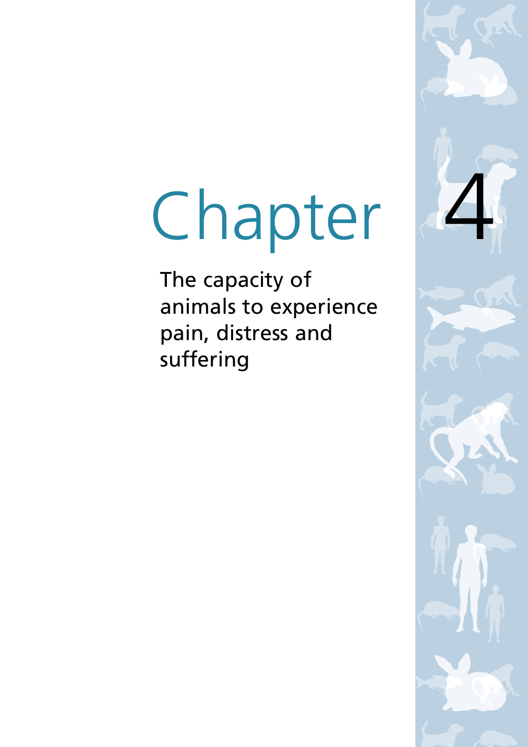# Chapter 4

## The capacity of animals to experience pain, distress and suffering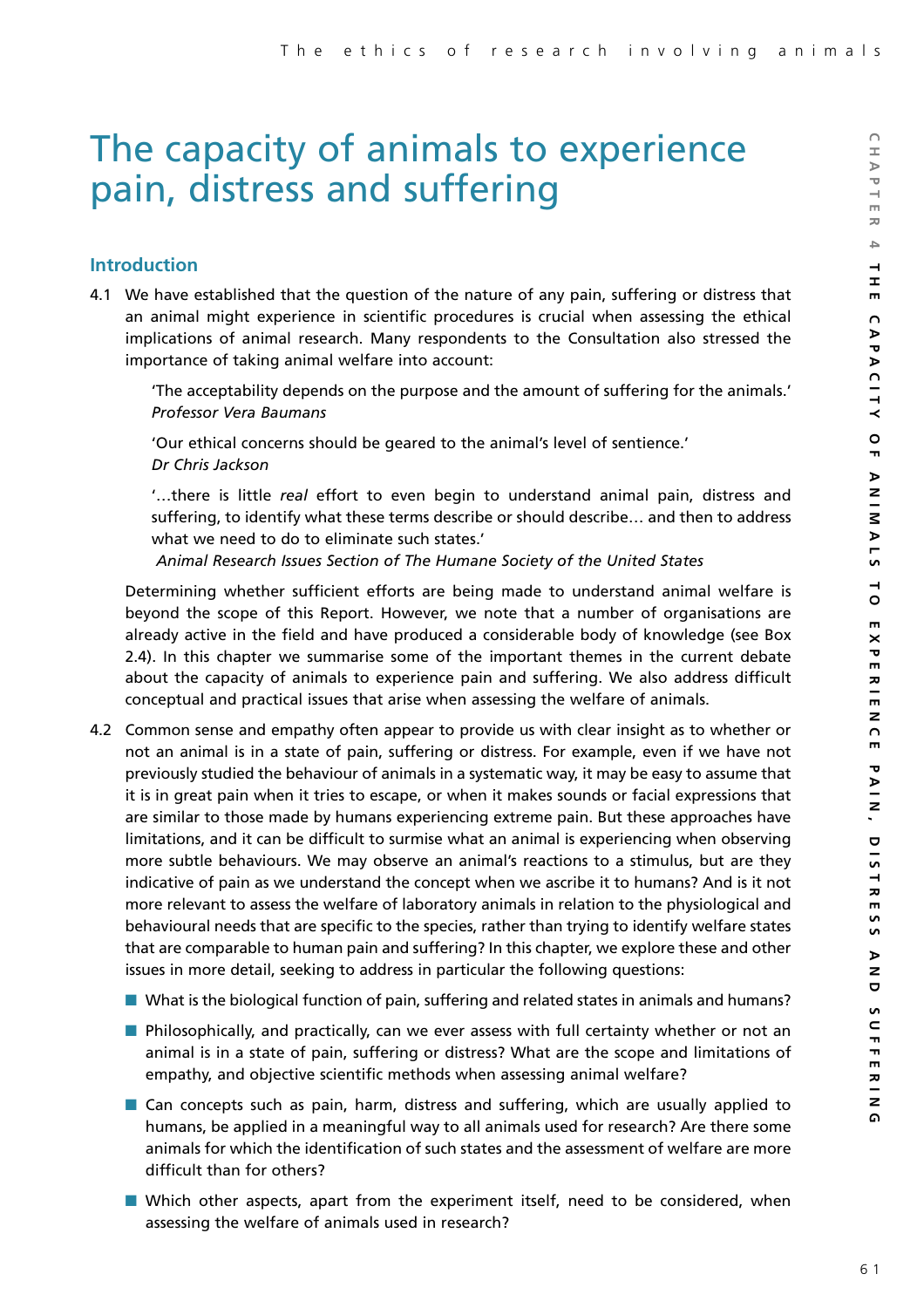# The capacity of animals to experience pain, distress and suffering

## Introduction

4.1 We have established that the question of the nature of any pain, suffering or distress that an animal might experience in scientific procedures is crucial when assessing the ethical implications of animal research. Many respondents to the Consultation also stressed the importance of taking animal welfare into account:

> 'The acceptability depends on the purpose and the amount of suffering for the animals.'
> *Professor Vera Baumans*

> 'Our ethical concerns should be geared to the animal's level of sentience.'
> *Dr Chris Jackson*

> '…there is little *real* effort to even begin to understand animal pain, distress and suffering, to identify what these terms describe or should describe… and then to address what we need to do to eliminate such states.'
> *Animal Research Issues Section of The Humane Society of the United States*

Determining whether sufficient efforts are being made to understand animal welfare is beyond the scope of this Report. However, we note that a number of organisations are already active in the field and have produced a considerable body of knowledge (see Box 2.4). In this chapter we summarise some of the important themes in the current debate about the capacity of animals to experience pain and suffering. We also address difficult conceptual and practical issues that arise when assessing the welfare of animals.

4.2 Common sense and empathy often appear to provide us with clear insight as to whether or not an animal is in a state of pain, suffering or distress. For example, even if we have not previously studied the behaviour of animals in a systematic way, it may be easy to assume that it is in great pain when it tries to escape, or when it makes sounds or facial expressions that are similar to those made by humans experiencing extreme pain. But these approaches have limitations, and it can be difficult to surmise what an animal is experiencing when observing more subtle behaviours. We may observe an animal's reactions to a stimulus, but are they indicative of pain as we understand the concept when we ascribe it to humans? And is it not more relevant to assess the welfare of laboratory animals in relation to the physiological and behavioural needs that are specific to the species, rather than trying to identify welfare states that are comparable to human pain and suffering? In this chapter, we explore these and other issues in more detail, seeking to address in particular the following questions:

- What is the biological function of pain, suffering and related states in animals and humans?
- Philosophically, and practically, can we ever assess with full certainty whether or not an animal is in a state of pain, suffering or distress? What are the scope and limitations of empathy, and objective scientific methods when assessing animal welfare?
- Can concepts such as pain, harm, distress and suffering, which are usually applied to humans, be applied in a meaningful way to all animals used for research? Are there some animals for which the identification of such states and the assessment of welfare are more difficult than for others?
- Which other aspects, apart from the experiment itself, need to be considered, when assessing the welfare of animals used in research?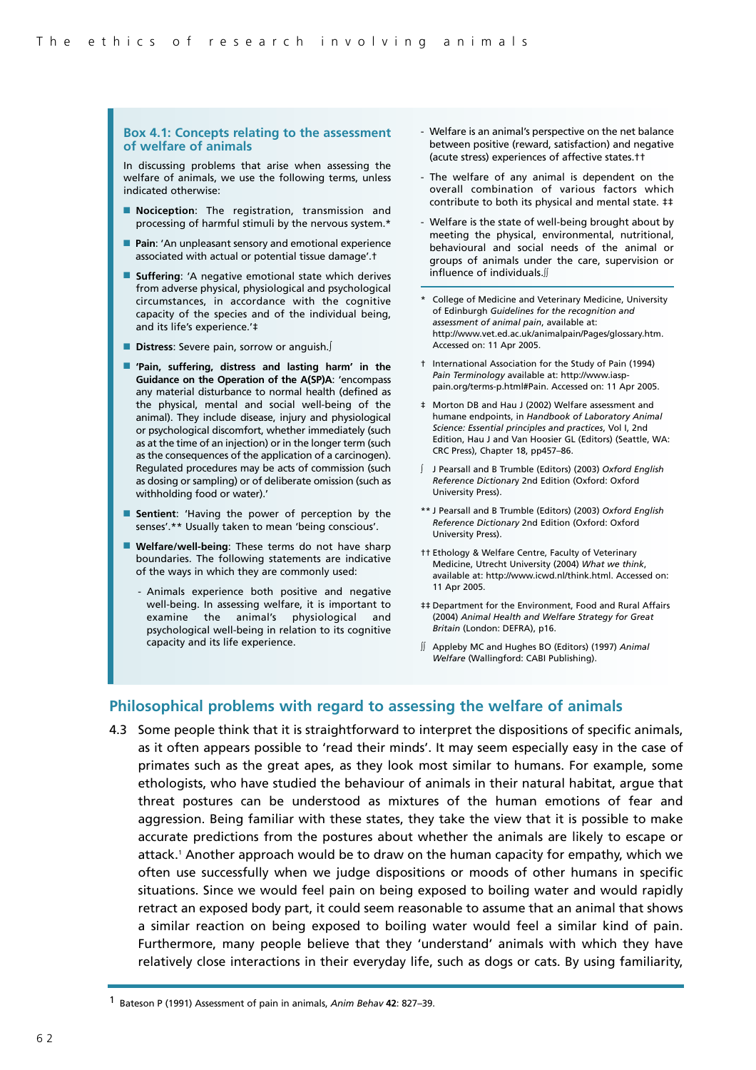### Box 4.1: Concepts relating to the assessment of welfare of animals

In discussing problems that arise when assessing the welfare of animals, we use the following terms, unless indicated otherwise:

- **Nociception**: The registration, transmission and processing of harmful stimuli by the nervous system.*
- **Pain**: 'An unpleasant sensory and emotional experience associated with actual or potential tissue damage'.†
- **Suffering**: 'A negative emotional state which derives from adverse physical, physiological and psychological circumstances, in accordance with the cognitive capacity of the species and of the individual being, and its life's experience.'‡
- **Distress**: Severe pain, sorrow or anguish.∫
- **'Pain, suffering, distress and lasting harm' in the Guidance on the Operation of the A(SP)A**: 'encompass any material disturbance to normal health (defined as the physical, mental and social well-being of the animal). They include disease, injury and physiological or psychological discomfort, whether immediately (such as at the time of an injection) or in the longer term (such as the consequences of the application of a carcinogen). Regulated procedures may be acts of commission (such as dosing or sampling) or of deliberate omission (such as withholding food or water).'
- **Sentient**: 'Having the power of perception by the senses'.** Usually taken to mean 'being conscious'.
- **Welfare/well-being**: These terms do not have sharp boundaries. The following statements are indicative of the ways in which they are commonly used:
  - Animals experience both positive and negative well-being. In assessing welfare, it is important to examine the animal's physiological and psychological well-being in relation to its cognitive capacity and its life experience.
  - Welfare is an animal's perspective on the net balance between positive (reward, satisfaction) and negative (acute stress) experiences of affective states.††
  - The welfare of any animal is dependent on the overall combination of various factors which contribute to both its physical and mental state. ‡‡
  - Welfare is the state of well-being brought about by meeting the physical, environmental, nutritional, behavioural and social needs of the animal or groups of animals under the care, supervision or influence of individuals.∫∫

\* College of Medicine and Veterinary Medicine, University of Edinburgh *Guidelines for the recognition and assessment of animal pain*, available at: http://www.vet.ed.ac.uk/animalpain/Pages/glossary.htm. Accessed on: 11 Apr 2005.

† International Association for the Study of Pain (1994) *Pain Terminology* available at: http://www.iasp-pain.org/terms-p.html#Pain. Accessed on: 11 Apr 2005.

‡ Morton DB and Hau J (2002) Welfare assessment and humane endpoints, in *Handbook of Laboratory Animal Science: Essential principles and practices*, Vol I, 2nd Edition, Hau J and Van Hoosier GL (Editors) (Seattle, WA: CRC Press), Chapter 18, pp457–86.

∫ J Pearsall and B Trumble (Editors) (2003) *Oxford English Reference Dictionary* 2nd Edition (Oxford: Oxford University Press).

** J Pearsall and B Trumble (Editors) (2003) *Oxford English Reference Dictionary* 2nd Edition (Oxford: Oxford University Press).

†† Ethology & Welfare Centre, Faculty of Veterinary Medicine, Utrecht University (2004) *What we think*, available at: http://www.icwd.nl/think.html. Accessed on: 11 Apr 2005.

‡‡ Department for the Environment, Food and Rural Affairs (2004) *Animal Health and Welfare Strategy for Great Britain* (London: DEFRA), p16.

∫∫ Appleby MC and Hughes BO (Editors) (1997) *Animal Welfare* (Wallingford: CABI Publishing).

## Philosophical problems with regard to assessing the welfare of animals

4.3 Some people think that it is straightforward to interpret the dispositions of specific animals, as it often appears possible to 'read their minds'. It may seem especially easy in the case of primates such as the great apes, as they look most similar to humans. For example, some ethologists, who have studied the behaviour of animals in their natural habitat, argue that threat postures can be understood as mixtures of the human emotions of fear and aggression. Being familiar with these states, they take the view that it is possible to make accurate predictions from the postures about whether the animals are likely to escape or attack.[1] Another approach would be to draw on the human capacity for empathy, which we often use successfully when we judge dispositions or moods of other humans in specific situations. Since we would feel pain on being exposed to boiling water and would rapidly retract an exposed body part, it could seem reasonable to assume that an animal that shows a similar reaction on being exposed to boiling water would feel a similar kind of pain. Furthermore, many people believe that they 'understand' animals with which they have relatively close interactions in their everyday life, such as dogs or cats. By using familiarity,

1 Bateson P (1991) Assessment of pain in animals, *Anim Behav* **42**: 827–39.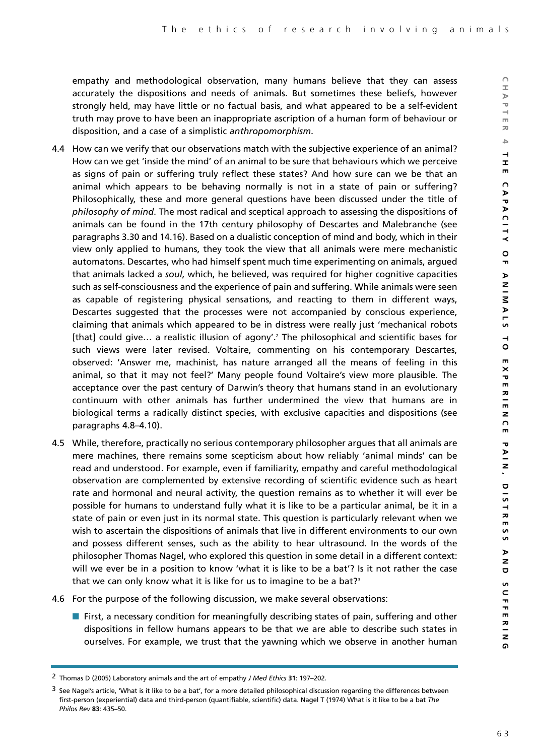empathy and methodological observation, many humans believe that they can assess accurately the dispositions and needs of animals. But sometimes these beliefs, however strongly held, may have little or no factual basis, and what appeared to be a self-evident truth may prove to have been an inappropriate ascription of a human form of behaviour or disposition, and a case of a simplistic *anthropomorphism*.

4.4 How can we verify that our observations match with the subjective experience of an animal? How can we get 'inside the mind' of an animal to be sure that behaviours which we perceive as signs of pain or suffering truly reflect these states? And how sure can we be that an animal which appears to be behaving normally is not in a state of pain or suffering? Philosophically, these and more general questions have been discussed under the title of *philosophy of mind*. The most radical and sceptical approach to assessing the dispositions of animals can be found in the 17th century philosophy of Descartes and Malebranche (see paragraphs 3.30 and 14.16). Based on a dualistic conception of mind and body, which in their view only applied to humans, they took the view that all animals were mere mechanistic automatons. Descartes, who had himself spent much time experimenting on animals, argued that animals lacked a *soul*, which, he believed, was required for higher cognitive capacities such as self-consciousness and the experience of pain and suffering. While animals were seen as capable of registering physical sensations, and reacting to them in different ways, Descartes suggested that the processes were not accompanied by conscious experience, claiming that animals which appeared to be in distress were really just 'mechanical robots [that] could give… a realistic illusion of agony'.[2] The philosophical and scientific bases for such views were later revised. Voltaire, commenting on his contemporary Descartes, observed: 'Answer me, machinist, has nature arranged all the means of feeling in this animal, so that it may not feel?' Many people found Voltaire's view more plausible. The acceptance over the past century of Darwin's theory that humans stand in an evolutionary continuum with other animals has further undermined the view that humans are in biological terms a radically distinct species, with exclusive capacities and dispositions (see paragraphs 4.8–4.10).

4.5 While, therefore, practically no serious contemporary philosopher argues that all animals are mere machines, there remains some scepticism about how reliably 'animal minds' can be read and understood. For example, even if familiarity, empathy and careful methodological observation are complemented by extensive recording of scientific evidence such as heart rate and hormonal and neural activity, the question remains as to whether it will ever be possible for humans to understand fully what it is like to be a particular animal, be it in a state of pain or even just in its normal state. This question is particularly relevant when we wish to ascertain the dispositions of animals that live in different environments to our own and possess different senses, such as the ability to hear ultrasound. In the words of the philosopher Thomas Nagel, who explored this question in some detail in a different context: will we ever be in a position to know 'what it is like to be a bat'? Is it not rather the case that we can only know what it is like for us to imagine to be a bat?[3]

4.6 For the purpose of the following discussion, we make several observations:

- First, a necessary condition for meaningfully describing states of pain, suffering and other dispositions in fellow humans appears to be that we are able to describe such states in ourselves. For example, we trust that the yawning which we observe in another human

---

2 Thomas D (2005) Laboratory animals and the art of empathy *J Med Ethics* **31**: 197–202.

3 See Nagel's article, 'What is it like to be a bat', for a more detailed philosophical discussion regarding the differences between first-person (experiential) data and third-person (quantifiable, scientific) data. Nagel T (1974) What is it like to be a bat *The Philos Rev* **83**: 435–50.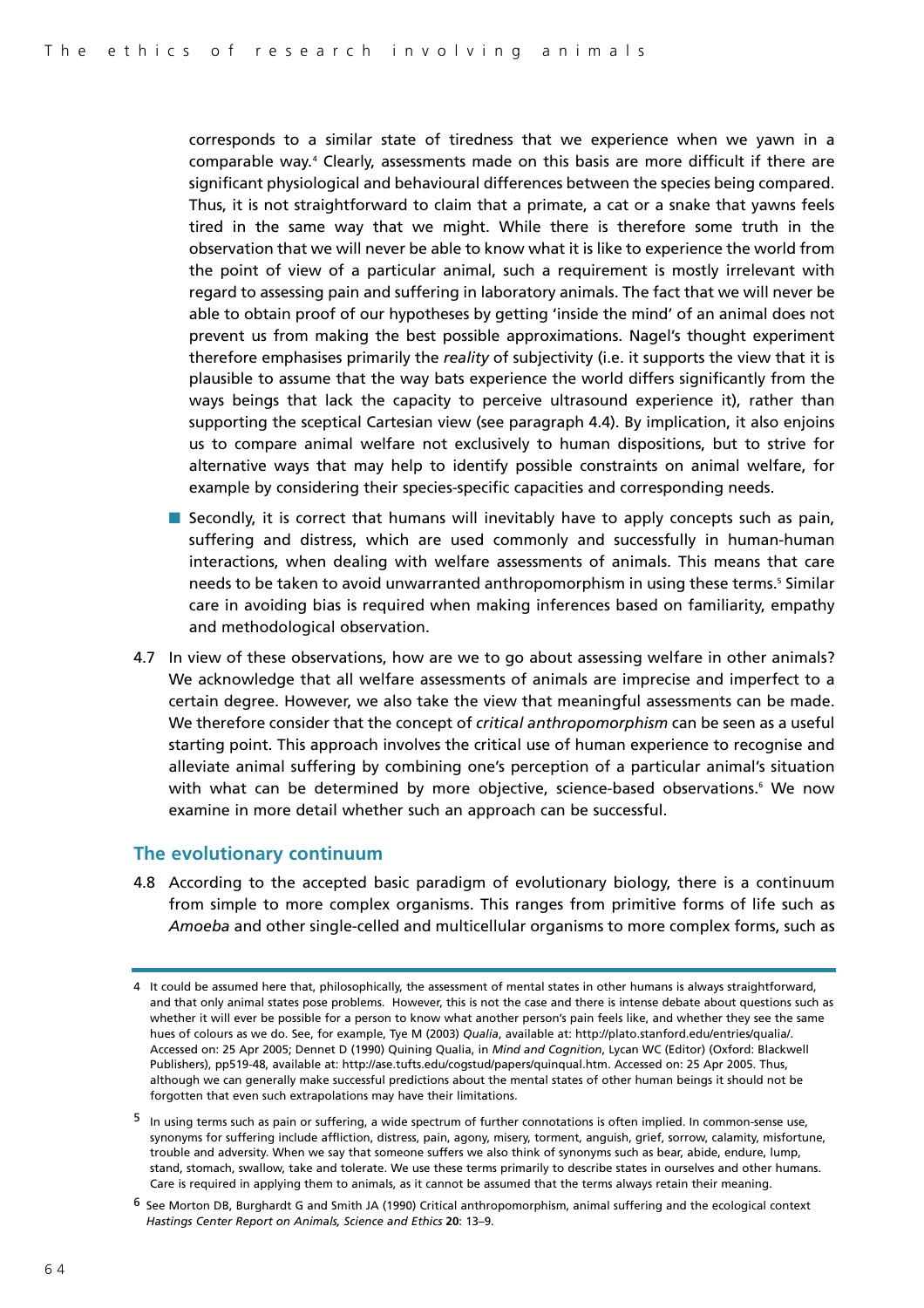corresponds to a similar state of tiredness that we experience when we yawn in a comparable way.[4] Clearly, assessments made on this basis are more difficult if there are significant physiological and behavioural differences between the species being compared. Thus, it is not straightforward to claim that a primate, a cat or a snake that yawns feels tired in the same way that we might. While there is therefore some truth in the observation that we will never be able to know what it is like to experience the world from the point of view of a particular animal, such a requirement is mostly irrelevant with regard to assessing pain and suffering in laboratory animals. The fact that we will never be able to obtain proof of our hypotheses by getting 'inside the mind' of an animal does not prevent us from making the best possible approximations. Nagel's thought experiment therefore emphasises primarily the *reality* of subjectivity (i.e. it supports the view that it is plausible to assume that the way bats experience the world differs significantly from the ways beings that lack the capacity to perceive ultrasound experience it), rather than supporting the sceptical Cartesian view (see paragraph 4.4). By implication, it also enjoins us to compare animal welfare not exclusively to human dispositions, but to strive for alternative ways that may help to identify possible constraints on animal welfare, for example by considering their species-specific capacities and corresponding needs.

- Secondly, it is correct that humans will inevitably have to apply concepts such as pain, suffering and distress, which are used commonly and successfully in human-human interactions, when dealing with welfare assessments of animals. This means that care needs to be taken to avoid unwarranted anthropomorphism in using these terms.[5] Similar care in avoiding bias is required when making inferences based on familiarity, empathy and methodological observation.

4.7 In view of these observations, how are we to go about assessing welfare in other animals? We acknowledge that all welfare assessments of animals are imprecise and imperfect to a certain degree. However, we also take the view that meaningful assessments can be made. We therefore consider that the concept of *critical anthropomorphism* can be seen as a useful starting point. This approach involves the critical use of human experience to recognise and alleviate animal suffering by combining one's perception of a particular animal's situation with what can be determined by more objective, science-based observations.[6] We now examine in more detail whether such an approach can be successful.

## The evolutionary continuum

4.8 According to the accepted basic paradigm of evolutionary biology, there is a continuum from simple to more complex organisms. This ranges from primitive forms of life such as *Amoeba* and other single-celled and multicellular organisms to more complex forms, such as

---

4 It could be assumed here that, philosophically, the assessment of mental states in other humans is always straightforward, and that only animal states pose problems. However, this is not the case and there is intense debate about questions such as whether it will ever be possible for a person to know what another person's pain feels like, and whether they see the same hues of colours as we do. See, for example, Tye M (2003) *Qualia*, available at: http://plato.stanford.edu/entries/qualia/. Accessed on: 25 Apr 2005; Dennet D (1990) Quining Qualia, in *Mind and Cognition*, Lycan WC (Editor) (Oxford: Blackwell Publishers), pp519-48, available at: http://ase.tufts.edu/cogstud/papers/quinqual.htm. Accessed on: 25 Apr 2005. Thus, although we can generally make successful predictions about the mental states of other human beings it should not be forgotten that even such extrapolations may have their limitations.

5 In using terms such as pain or suffering, a wide spectrum of further connotations is often implied. In common-sense use, synonyms for suffering include affliction, distress, pain, agony, misery, torment, anguish, grief, sorrow, calamity, misfortune, trouble and adversity. When we say that someone suffers we also think of synonyms such as bear, abide, endure, lump, stand, stomach, swallow, take and tolerate. We use these terms primarily to describe states in ourselves and other humans. Care is required in applying them to animals, as it cannot be assumed that the terms always retain their meaning.

6 See Morton DB, Burghardt G and Smith JA (1990) Critical anthropomorphism, animal suffering and the ecological context *Hastings Center Report on Animals, Science and Ethics* **20**: 13–9.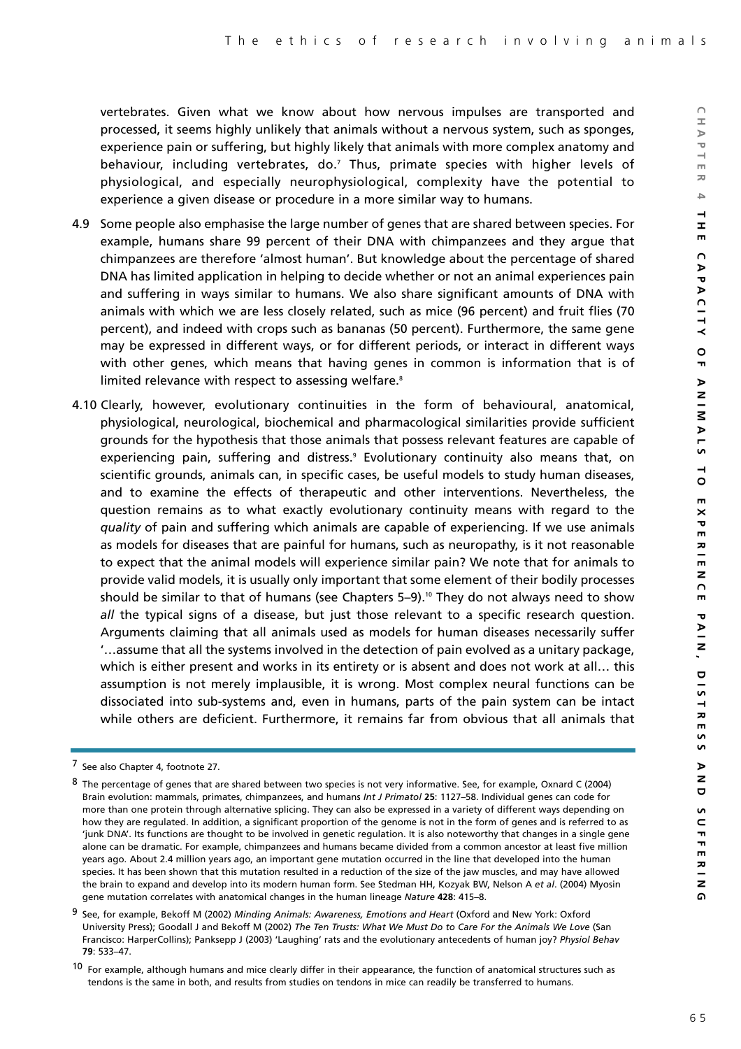vertebrates. Given what we know about how nervous impulses are transported and processed, it seems highly unlikely that animals without a nervous system, such as sponges, experience pain or suffering, but highly likely that animals with more complex anatomy and behaviour, including vertebrates, do.[7] Thus, primate species with higher levels of physiological, and especially neurophysiological, complexity have the potential to experience a given disease or procedure in a more similar way to humans.

4.9 Some people also emphasise the large number of genes that are shared between species. For example, humans share 99 percent of their DNA with chimpanzees and they argue that chimpanzees are therefore 'almost human'. But knowledge about the percentage of shared DNA has limited application in helping to decide whether or not an animal experiences pain and suffering in ways similar to humans. We also share significant amounts of DNA with animals with which we are less closely related, such as mice (96 percent) and fruit flies (70 percent), and indeed with crops such as bananas (50 percent). Furthermore, the same gene may be expressed in different ways, or for different periods, or interact in different ways with other genes, which means that having genes in common is information that is of limited relevance with respect to assessing welfare.[8]

4.10 Clearly, however, evolutionary continuities in the form of behavioural, anatomical, physiological, neurological, biochemical and pharmacological similarities provide sufficient grounds for the hypothesis that those animals that possess relevant features are capable of experiencing pain, suffering and distress.[9] Evolutionary continuity also means that, on scientific grounds, animals can, in specific cases, be useful models to study human diseases, and to examine the effects of therapeutic and other interventions. Nevertheless, the question remains as to what exactly evolutionary continuity means with regard to the *quality* of pain and suffering which animals are capable of experiencing. If we use animals as models for diseases that are painful for humans, such as neuropathy, is it not reasonable to expect that the animal models will experience similar pain? We note that for animals to provide valid models, it is usually only important that some element of their bodily processes should be similar to that of humans (see Chapters 5–9).[10] They do not always need to show *all* the typical signs of a disease, but just those relevant to a specific research question. Arguments claiming that all animals used as models for human diseases necessarily suffer '…assume that all the systems involved in the detection of pain evolved as a unitary package, which is either present and works in its entirety or is absent and does not work at all… this assumption is not merely implausible, it is wrong. Most complex neural functions can be dissociated into sub-systems and, even in humans, parts of the pain system can be intact while others are deficient. Furthermore, it remains far from obvious that all animals that

---

7 See also Chapter 4, footnote 27.

8 The percentage of genes that are shared between two species is not very informative. See, for example, Oxnard C (2004) Brain evolution: mammals, primates, chimpanzees, and humans *Int J Primatol* **25**: 1127–58. Individual genes can code for more than one protein through alternative splicing. They can also be expressed in a variety of different ways depending on how they are regulated. In addition, a significant proportion of the genome is not in the form of genes and is referred to as 'junk DNA'. Its functions are thought to be involved in genetic regulation. It is also noteworthy that changes in a single gene alone can be dramatic. For example, chimpanzees and humans became divided from a common ancestor at least five million years ago. About 2.4 million years ago, an important gene mutation occurred in the line that developed into the human species. It has been shown that this mutation resulted in a reduction of the size of the jaw muscles, and may have allowed the brain to expand and develop into its modern human form. See Stedman HH, Kozyak BW, Nelson A *et al*. (2004) Myosin gene mutation correlates with anatomical changes in the human lineage *Nature* **428**: 415–8.

9 See, for example, Bekoff M (2002) *Minding Animals: Awareness, Emotions and Heart* (Oxford and New York: Oxford University Press); Goodall J and Bekoff M (2002) *The Ten Trusts: What We Must Do to Care For the Animals We Love* (San Francisco: HarperCollins); Panksepp J (2003) 'Laughing' rats and the evolutionary antecedents of human joy? *Physiol Behav* **79**: 533–47.

10 For example, although humans and mice clearly differ in their appearance, the function of anatomical structures such as tendons is the same in both, and results from studies on tendons in mice can readily be transferred to humans.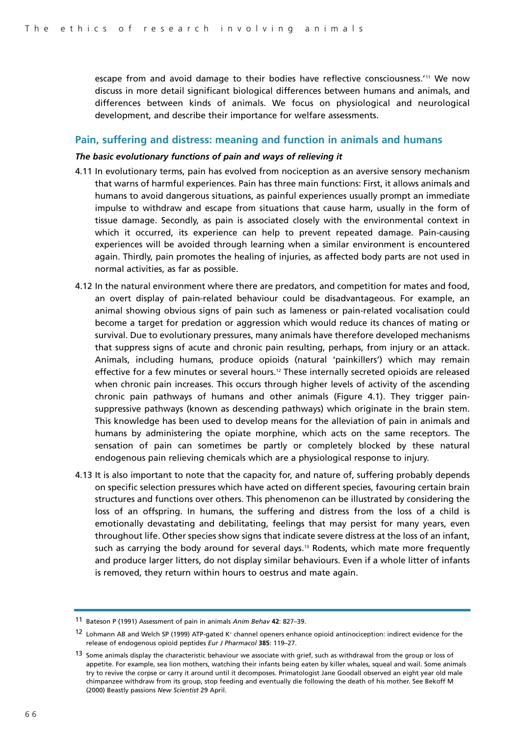escape from and avoid damage to their bodies have reflective consciousness.'[11] We now discuss in more detail significant biological differences between humans and animals, and differences between kinds of animals. We focus on physiological and neurological development, and describe their importance for welfare assessments.

## Pain, suffering and distress: meaning and function in animals and humans

### *The basic evolutionary functions of pain and ways of relieving it*

4.11 In evolutionary terms, pain has evolved from nociception as an aversive sensory mechanism that warns of harmful experiences. Pain has three main functions: First, it allows animals and humans to avoid dangerous situations, as painful experiences usually prompt an immediate impulse to withdraw and escape from situations that cause harm, usually in the form of tissue damage. Secondly, as pain is associated closely with the environmental context in which it occurred, its experience can help to prevent repeated damage. Pain-causing experiences will be avoided through learning when a similar environment is encountered again. Thirdly, pain promotes the healing of injuries, as affected body parts are not used in normal activities, as far as possible.

4.12 In the natural environment where there are predators, and competition for mates and food, an overt display of pain-related behaviour could be disadvantageous. For example, an animal showing obvious signs of pain such as lameness or pain-related vocalisation could become a target for predation or aggression which would reduce its chances of mating or survival. Due to evolutionary pressures, many animals have therefore developed mechanisms that suppress signs of acute and chronic pain resulting, perhaps, from injury or an attack. Animals, including humans, produce opioids (natural 'painkillers') which may remain effective for a few minutes or several hours.[12] These internally secreted opioids are released when chronic pain increases. This occurs through higher levels of activity of the ascending chronic pain pathways of humans and other animals (Figure 4.1). They trigger pain-suppressive pathways (known as descending pathways) which originate in the brain stem. This knowledge has been used to develop means for the alleviation of pain in animals and humans by administering the opiate morphine, which acts on the same receptors. The sensation of pain can sometimes be partly or completely blocked by these natural endogenous pain relieving chemicals which are a physiological response to injury.

4.13 It is also important to note that the capacity for, and nature of, suffering probably depends on specific selection pressures which have acted on different species, favouring certain brain structures and functions over others. This phenomenon can be illustrated by considering the loss of an offspring. In humans, the suffering and distress from the loss of a child is emotionally devastating and debilitating, feelings that may persist for many years, even throughout life. Other species show signs that indicate severe distress at the loss of an infant, such as carrying the body around for several days.[13] Rodents, which mate more frequently and produce larger litters, do not display similar behaviours. Even if a whole litter of infants is removed, they return within hours to oestrus and mate again.

---

11 Bateson P (1991) Assessment of pain in animals *Anim Behav* **42**: 827–39.

12 Lohmann AB and Welch SP (1999) ATP-gated $K^+$ channel openers enhance opioid antinociception: indirect evidence for the release of endogenous opioid peptides *Eur J Pharmacol* **385**: 119–27.

13 Some animals display the characteristic behaviour we associate with grief, such as withdrawal from the group or loss of appetite. For example, sea lion mothers, watching their infants being eaten by killer whales, squeal and wail. Some animals try to revive the corpse or carry it around until it decomposes. Primatologist Jane Goodall observed an eight year old male chimpanzee withdraw from its group, stop feeding and eventually die following the death of his mother. See Bekoff M (2000) Beastly passions *New Scientist* 29 April.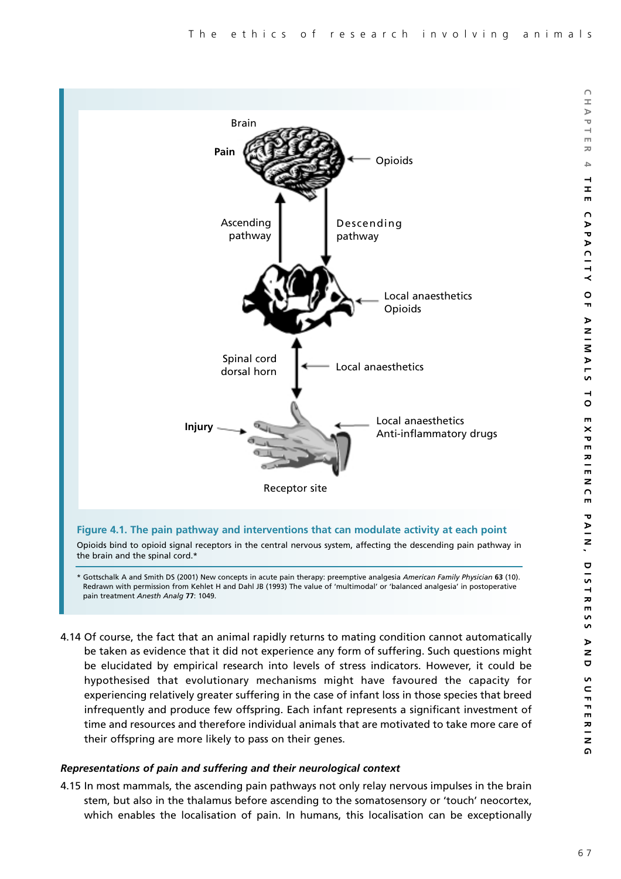Brain

**Pain**

Opioids

Ascending pathway

Descending pathway

Local anaesthetics
Opioids

Spinal cord dorsal horn

Local anaesthetics

**Injury**

Local anaesthetics
Anti-inflammatory drugs

Receptor site

**Figure 4.1. The pain pathway and interventions that can modulate activity at each point**

Opioids bind to opioid signal receptors in the central nervous system, affecting the descending pain pathway in the brain and the spinal cord.*

\* Gottschalk A and Smith DS (2001) New concepts in acute pain therapy: preemptive analgesia *American Family Physician* **63** (10). Redrawn with permission from Kehlet H and Dahl JB (1993) The value of 'multimodal' or 'balanced analgesia' in postoperative pain treatment *Anesth Analg* **77**: 1049.

4.14 Of course, the fact that an animal rapidly returns to mating condition cannot automatically be taken as evidence that it did not experience any form of suffering. Such questions might be elucidated by empirical research into levels of stress indicators. However, it could be hypothesised that evolutionary mechanisms might have favoured the capacity for experiencing relatively greater suffering in the case of infant loss in those species that breed infrequently and produce few offspring. Each infant represents a significant investment of time and resources and therefore individual animals that are motivated to take more care of their offspring are more likely to pass on their genes.

***Representations of pain and suffering and their neurological context***

4.15 In most mammals, the ascending pain pathways not only relay nervous impulses in the brain stem, but also in the thalamus before ascending to the somatosensory or 'touch' neocortex, which enables the localisation of pain. In humans, this localisation can be exceptionally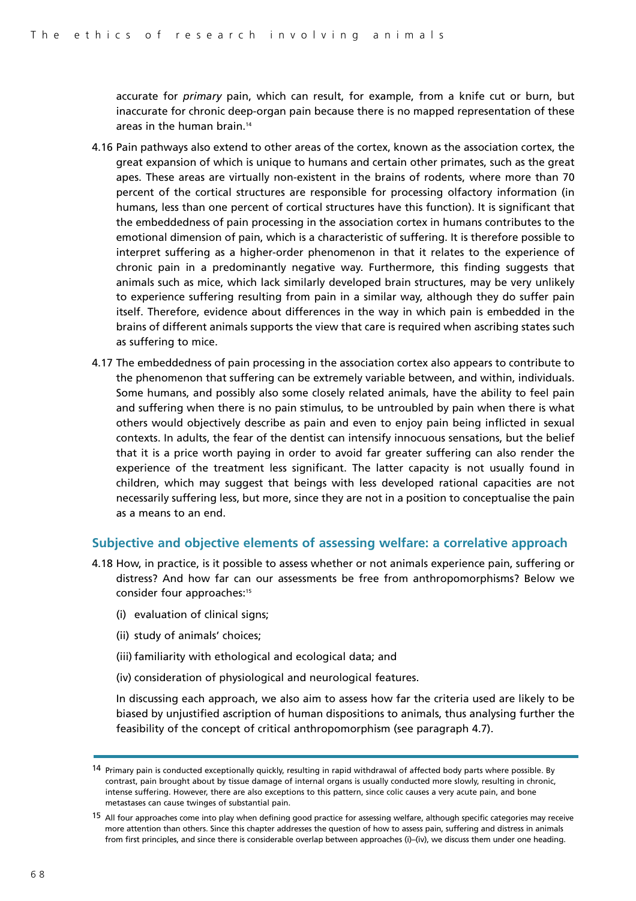accurate for *primary* pain, which can result, for example, from a knife cut or burn, but inaccurate for chronic deep-organ pain because there is no mapped representation of these areas in the human brain.[14]

4.16 Pain pathways also extend to other areas of the cortex, known as the association cortex, the great expansion of which is unique to humans and certain other primates, such as the great apes. These areas are virtually non-existent in the brains of rodents, where more than 70 percent of the cortical structures are responsible for processing olfactory information (in humans, less than one percent of cortical structures have this function). It is significant that the embeddedness of pain processing in the association cortex in humans contributes to the emotional dimension of pain, which is a characteristic of suffering. It is therefore possible to interpret suffering as a higher-order phenomenon in that it relates to the experience of chronic pain in a predominantly negative way. Furthermore, this finding suggests that animals such as mice, which lack similarly developed brain structures, may be very unlikely to experience suffering resulting from pain in a similar way, although they do suffer pain itself. Therefore, evidence about differences in the way in which pain is embedded in the brains of different animals supports the view that care is required when ascribing states such as suffering to mice.

4.17 The embeddedness of pain processing in the association cortex also appears to contribute to the phenomenon that suffering can be extremely variable between, and within, individuals. Some humans, and possibly also some closely related animals, have the ability to feel pain and suffering when there is no pain stimulus, to be untroubled by pain when there is what others would objectively describe as pain and even to enjoy pain being inflicted in sexual contexts. In adults, the fear of the dentist can intensify innocuous sensations, but the belief that it is a price worth paying in order to avoid far greater suffering can also render the experience of the treatment less significant. The latter capacity is not usually found in children, which may suggest that beings with less developed rational capacities are not necessarily suffering less, but more, since they are not in a position to conceptualise the pain as a means to an end.

## Subjective and objective elements of assessing welfare: a correlative approach

4.18 How, in practice, is it possible to assess whether or not animals experience pain, suffering or distress? And how far can our assessments be free from anthropomorphisms? Below we consider four approaches:[15]

(i) evaluation of clinical signs;

(ii) study of animals' choices;

(iii) familiarity with ethological and ecological data; and

(iv) consideration of physiological and neurological features.

In discussing each approach, we also aim to assess how far the criteria used are likely to be biased by unjustified ascription of human dispositions to animals, thus analysing further the feasibility of the concept of critical anthropomorphism (see paragraph 4.7).

---

[14] Primary pain is conducted exceptionally quickly, resulting in rapid withdrawal of affected body parts where possible. By contrast, pain brought about by tissue damage of internal organs is usually conducted more slowly, resulting in chronic, intense suffering. However, there are also exceptions to this pattern, since colic causes a very acute pain, and bone metastases can cause twinges of substantial pain.

[15] All four approaches come into play when defining good practice for assessing welfare, although specific categories may receive more attention than others. Since this chapter addresses the question of how to assess pain, suffering and distress in animals from first principles, and since there is considerable overlap between approaches (i)–(iv), we discuss them under one heading.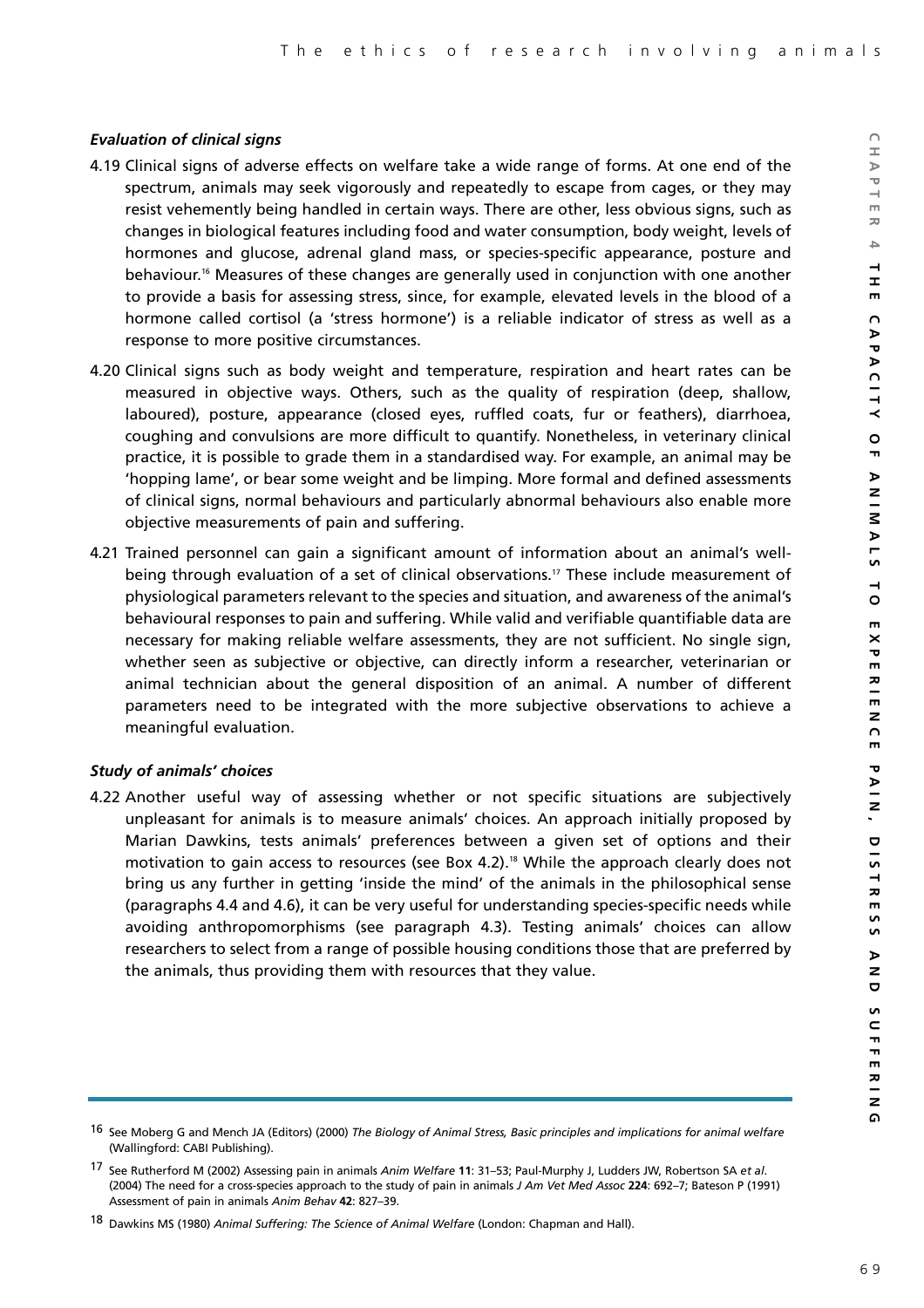### *Evaluation of clinical signs*

4.19 Clinical signs of adverse effects on welfare take a wide range of forms. At one end of the spectrum, animals may seek vigorously and repeatedly to escape from cages, or they may resist vehemently being handled in certain ways. There are other, less obvious signs, such as changes in biological features including food and water consumption, body weight, levels of hormones and glucose, adrenal gland mass, or species-specific appearance, posture and behaviour.[16] Measures of these changes are generally used in conjunction with one another to provide a basis for assessing stress, since, for example, elevated levels in the blood of a hormone called cortisol (a 'stress hormone') is a reliable indicator of stress as well as a response to more positive circumstances.

4.20 Clinical signs such as body weight and temperature, respiration and heart rates can be measured in objective ways. Others, such as the quality of respiration (deep, shallow, laboured), posture, appearance (closed eyes, ruffled coats, fur or feathers), diarrhoea, coughing and convulsions are more difficult to quantify. Nonetheless, in veterinary clinical practice, it is possible to grade them in a standardised way. For example, an animal may be 'hopping lame', or bear some weight and be limping. More formal and defined assessments of clinical signs, normal behaviours and particularly abnormal behaviours also enable more objective measurements of pain and suffering.

4.21 Trained personnel can gain a significant amount of information about an animal's well-being through evaluation of a set of clinical observations.[17] These include measurement of physiological parameters relevant to the species and situation, and awareness of the animal's behavioural responses to pain and suffering. While valid and verifiable quantifiable data are necessary for making reliable welfare assessments, they are not sufficient. No single sign, whether seen as subjective or objective, can directly inform a researcher, veterinarian or animal technician about the general disposition of an animal. A number of different parameters need to be integrated with the more subjective observations to achieve a meaningful evaluation.

### *Study of animals' choices*

4.22 Another useful way of assessing whether or not specific situations are subjectively unpleasant for animals is to measure animals' choices. An approach initially proposed by Marian Dawkins, tests animals' preferences between a given set of options and their motivation to gain access to resources (see Box 4.2).[18] While the approach clearly does not bring us any further in getting 'inside the mind' of the animals in the philosophical sense (paragraphs 4.4 and 4.6), it can be very useful for understanding species-specific needs while avoiding anthropomorphisms (see paragraph 4.3). Testing animals' choices can allow researchers to select from a range of possible housing conditions those that are preferred by the animals, thus providing them with resources that they value.

---

16 See Moberg G and Mench JA (Editors) (2000) *The Biology of Animal Stress, Basic principles and implications for animal welfare* (Wallingford: CABI Publishing).

17 See Rutherford M (2002) Assessing pain in animals *Anim Welfare* **11**: 31–53; Paul-Murphy J, Ludders JW, Robertson SA *et al*. (2004) The need for a cross-species approach to the study of pain in animals *J Am Vet Med Assoc* **224**: 692–7; Bateson P (1991) Assessment of pain in animals *Anim Behav* **42**: 827–39.

18 Dawkins MS (1980) *Animal Suffering: The Science of Animal Welfare* (London: Chapman and Hall).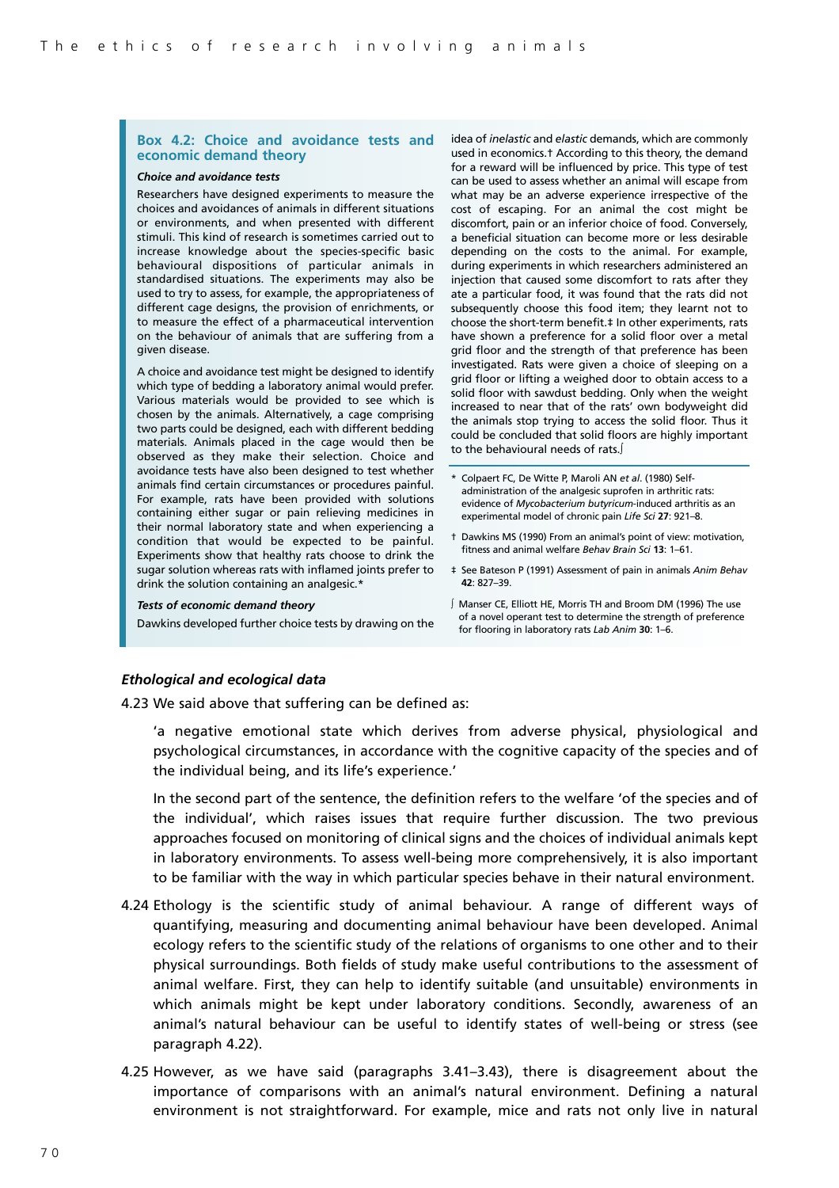### Box 4.2: Choice and avoidance tests and economic demand theory

***Choice and avoidance tests***

Researchers have designed experiments to measure the choices and avoidances of animals in different situations or environments, and when presented with different stimuli. This kind of research is sometimes carried out to increase knowledge about the species-specific basic behavioural dispositions of particular animals in standardised situations. The experiments may also be used to try to assess, for example, the appropriateness of different cage designs, the provision of enrichments, or to measure the effect of a pharmaceutical intervention on the behaviour of animals that are suffering from a given disease.

A choice and avoidance test might be designed to identify which type of bedding a laboratory animal would prefer. Various materials would be provided to see which is chosen by the animals. Alternatively, a cage comprising two parts could be designed, each with different bedding materials. Animals placed in the cage would then be observed as they make their selection. Choice and avoidance tests have also been designed to test whether animals find certain circumstances or procedures painful. For example, rats have been provided with solutions containing either sugar or pain relieving medicines in their normal laboratory state and when experiencing a condition that would be expected to be painful. Experiments show that healthy rats choose to drink the sugar solution whereas rats with inflamed joints prefer to drink the solution containing an analgesic.*

***Tests of economic demand theory***

Dawkins developed further choice tests by drawing on the idea of *inelastic* and *elastic* demands, which are commonly used in economics.† According to this theory, the demand for a reward will be influenced by price. This type of test can be used to assess whether an animal will escape from what may be an adverse experience irrespective of the cost of escaping. For an animal the cost might be discomfort, pain or an inferior choice of food. Conversely, a beneficial situation can become more or less desirable depending on the costs to the animal. For example, during experiments in which researchers administered an injection that caused some discomfort to rats after they ate a particular food, it was found that the rats did not subsequently choose this food item; they learnt not to choose the short-term benefit.‡ In other experiments, rats have shown a preference for a solid floor over a metal grid floor and the strength of that preference has been investigated. Rats were given a choice of sleeping on a grid floor or lifting a weighed door to obtain access to a solid floor with sawdust bedding. Only when the weight increased to near that of the rats' own bodyweight did the animals stop trying to access the solid floor. Thus it could be concluded that solid floors are highly important to the behavioural needs of rats.∫

\* Colpaert FC, De Witte P, Maroli AN *et al.* (1980) Self-administration of the analgesic suprofen in arthritic rats: evidence of *Mycobacterium butyricum*-induced arthritis as an experimental model of chronic pain *Life Sci* **27**: 921–8.

† Dawkins MS (1990) From an animal's point of view: motivation, fitness and animal welfare *Behav Brain Sci* **13**: 1–61.

‡ See Bateson P (1991) Assessment of pain in animals *Anim Behav* **42**: 827–39.

∫ Manser CE, Elliott HE, Morris TH and Broom DM (1996) The use of a novel operant test to determine the strength of preference for flooring in laboratory rats *Lab Anim* **30**: 1–6.

### *Ethological and ecological data*

4.23 We said above that suffering can be defined as:

> 'a negative emotional state which derives from adverse physical, physiological and psychological circumstances, in accordance with the cognitive capacity of the species and of the individual being, and its life's experience.'

In the second part of the sentence, the definition refers to the welfare 'of the species and of the individual', which raises issues that require further discussion. The two previous approaches focused on monitoring of clinical signs and the choices of individual animals kept in laboratory environments. To assess well-being more comprehensively, it is also important to be familiar with the way in which particular species behave in their natural environment.

4.24 Ethology is the scientific study of animal behaviour. A range of different ways of quantifying, measuring and documenting animal behaviour have been developed. Animal ecology refers to the scientific study of the relations of organisms to one other and to their physical surroundings. Both fields of study make useful contributions to the assessment of animal welfare. First, they can help to identify suitable (and unsuitable) environments in which animals might be kept under laboratory conditions. Secondly, awareness of an animal's natural behaviour can be useful to identify states of well-being or stress (see paragraph 4.22).

4.25 However, as we have said (paragraphs 3.41–3.43), there is disagreement about the importance of comparisons with an animal's natural environment. Defining a natural environment is not straightforward. For example, mice and rats not only live in natural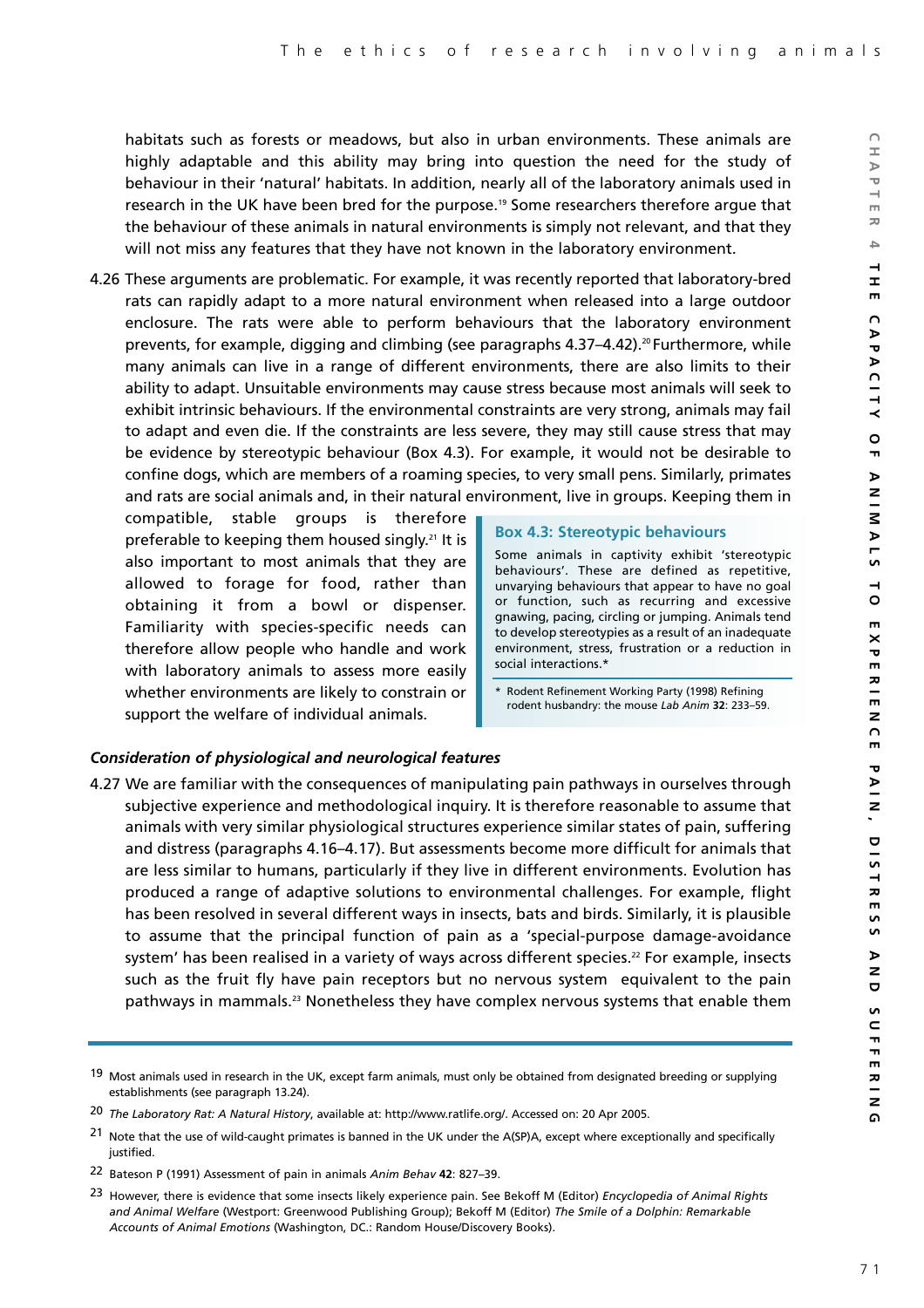habitats such as forests or meadows, but also in urban environments. These animals are highly adaptable and this ability may bring into question the need for the study of behaviour in their 'natural' habitats. In addition, nearly all of the laboratory animals used in research in the UK have been bred for the purpose.[19] Some researchers therefore argue that the behaviour of these animals in natural environments is simply not relevant, and that they will not miss any features that they have not known in the laboratory environment.

4.26 These arguments are problematic. For example, it was recently reported that laboratory-bred rats can rapidly adapt to a more natural environment when released into a large outdoor enclosure. The rats were able to perform behaviours that the laboratory environment prevents, for example, digging and climbing (see paragraphs 4.37–4.42).[20] Furthermore, while many animals can live in a range of different environments, there are also limits to their ability to adapt. Unsuitable environments may cause stress because most animals will seek to exhibit intrinsic behaviours. If the environmental constraints are very strong, animals may fail to adapt and even die. If the constraints are less severe, they may still cause stress that may be evidence by stereotypic behaviour (Box 4.3). For example, it would not be desirable to confine dogs, which are members of a roaming species, to very small pens. Similarly, primates and rats are social animals and, in their natural environment, live in groups. Keeping them in compatible, stable groups is therefore preferable to keeping them housed singly.[21] It is also important to most animals that they are allowed to forage for food, rather than obtaining it from a bowl or dispenser. Familiarity with species-specific needs can therefore allow people who handle and work with laboratory animals to assess more easily whether environments are likely to constrain or support the welfare of individual animals.

> **Box 4.3: Stereotypic behaviours**
>
> Some animals in captivity exhibit 'stereotypic behaviours'. These are defined as repetitive, unvarying behaviours that appear to have no goal or function, such as recurring and excessive gnawing, pacing, circling or jumping. Animals tend to develop stereotypies as a result of an inadequate environment, stress, frustration or a reduction in social interactions.*
>
> \* Rodent Refinement Working Party (1998) Refining rodent husbandry: the mouse *Lab Anim* **32**: 233–59.

***Consideration of physiological and neurological features***

4.27 We are familiar with the consequences of manipulating pain pathways in ourselves through subjective experience and methodological inquiry. It is therefore reasonable to assume that animals with very similar physiological structures experience similar states of pain, suffering and distress (paragraphs 4.16–4.17). But assessments become more difficult for animals that are less similar to humans, particularly if they live in different environments. Evolution has produced a range of adaptive solutions to environmental challenges. For example, flight has been resolved in several different ways in insects, bats and birds. Similarly, it is plausible to assume that the principal function of pain as a 'special-purpose damage-avoidance system' has been realised in a variety of ways across different species.[22] For example, insects such as the fruit fly have pain receptors but no nervous system equivalent to the pain pathways in mammals.[23] Nonetheless they have complex nervous systems that enable them

---

19 Most animals used in research in the UK, except farm animals, must only be obtained from designated breeding or supplying establishments (see paragraph 13.24).

20 *The Laboratory Rat: A Natural History*, available at: http://www.ratlife.org/. Accessed on: 20 Apr 2005.

21 Note that the use of wild-caught primates is banned in the UK under the A(SP)A, except where exceptionally and specifically justified.

22 Bateson P (1991) Assessment of pain in animals *Anim Behav* **42**: 827–39.

23 However, there is evidence that some insects likely experience pain. See Bekoff M (Editor) *Encyclopedia of Animal Rights and Animal Welfare* (Westport: Greenwood Publishing Group); Bekoff M (Editor) *The Smile of a Dolphin: Remarkable Accounts of Animal Emotions* (Washington, DC.: Random House/Discovery Books).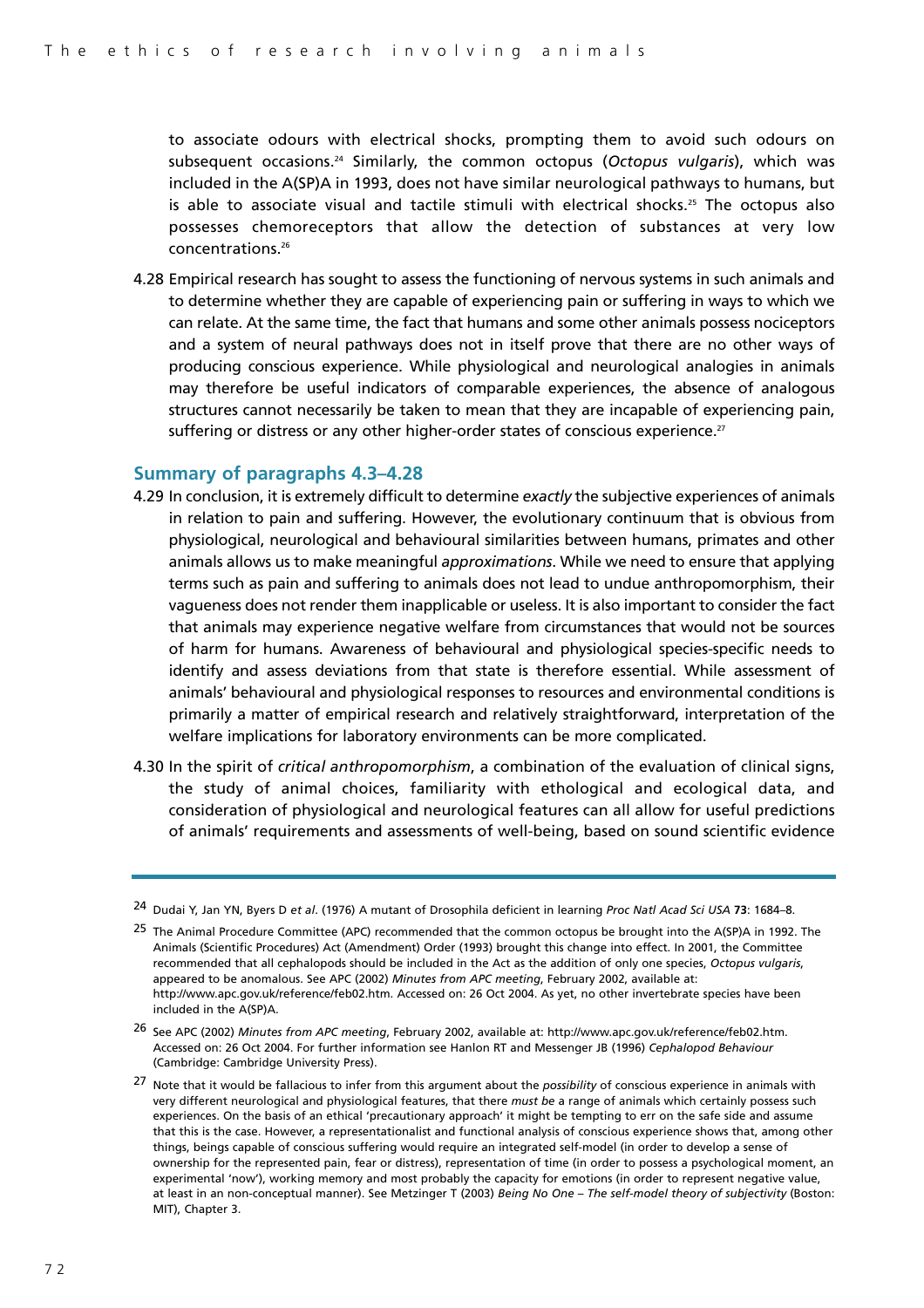to associate odours with electrical shocks, prompting them to avoid such odours on subsequent occasions.[24] Similarly, the common octopus (*Octopus vulgaris*), which was included in the A(SP)A in 1993, does not have similar neurological pathways to humans, but is able to associate visual and tactile stimuli with electrical shocks.[25] The octopus also possesses chemoreceptors that allow the detection of substances at very low concentrations.[26]

4.28 Empirical research has sought to assess the functioning of nervous systems in such animals and to determine whether they are capable of experiencing pain or suffering in ways to which we can relate. At the same time, the fact that humans and some other animals possess nociceptors and a system of neural pathways does not in itself prove that there are no other ways of producing conscious experience. While physiological and neurological analogies in animals may therefore be useful indicators of comparable experiences, the absence of analogous structures cannot necessarily be taken to mean that they are incapable of experiencing pain, suffering or distress or any other higher-order states of conscious experience.[27]

### Summary of paragraphs 4.3–4.28

4.29 In conclusion, it is extremely difficult to determine *exactly* the subjective experiences of animals in relation to pain and suffering. However, the evolutionary continuum that is obvious from physiological, neurological and behavioural similarities between humans, primates and other animals allows us to make meaningful *approximations*. While we need to ensure that applying terms such as pain and suffering to animals does not lead to undue anthropomorphism, their vagueness does not render them inapplicable or useless. It is also important to consider the fact that animals may experience negative welfare from circumstances that would not be sources of harm for humans. Awareness of behavioural and physiological species-specific needs to identify and assess deviations from that state is therefore essential. While assessment of animals' behavioural and physiological responses to resources and environmental conditions is primarily a matter of empirical research and relatively straightforward, interpretation of the welfare implications for laboratory environments can be more complicated.

4.30 In the spirit of *critical anthropomorphism*, a combination of the evaluation of clinical signs, the study of animal choices, familiarity with ethological and ecological data, and consideration of physiological and neurological features can all allow for useful predictions of animals' requirements and assessments of well-being, based on sound scientific evidence

---

24 Dudai Y, Jan YN, Byers D *et al*. (1976) A mutant of Drosophila deficient in learning *Proc Natl Acad Sci USA* **73**: 1684–8.

25 The Animal Procedure Committee (APC) recommended that the common octopus be brought into the A(SP)A in 1992. The Animals (Scientific Procedures) Act (Amendment) Order (1993) brought this change into effect. In 2001, the Committee recommended that all cephalopods should be included in the Act as the addition of only one species, *Octopus vulgaris*, appeared to be anomalous. See APC (2002) *Minutes from APC meeting*, February 2002, available at: http://www.apc.gov.uk/reference/feb02.htm. Accessed on: 26 Oct 2004. As yet, no other invertebrate species have been included in the A(SP)A.

26 See APC (2002) *Minutes from APC meeting*, February 2002, available at: http://www.apc.gov.uk/reference/feb02.htm. Accessed on: 26 Oct 2004. For further information see Hanlon RT and Messenger JB (1996) *Cephalopod Behaviour* (Cambridge: Cambridge University Press).

27 Note that it would be fallacious to infer from this argument about the *possibility* of conscious experience in animals with very different neurological and physiological features, that there *must be* a range of animals which certainly possess such experiences. On the basis of an ethical 'precautionary approach' it might be tempting to err on the safe side and assume that this is the case. However, a representationalist and functional analysis of conscious experience shows that, among other things, beings capable of conscious suffering would require an integrated self-model (in order to develop a sense of ownership for the represented pain, fear or distress), representation of time (in order to possess a psychological moment, an experimental 'now'), working memory and most probably the capacity for emotions (in order to represent negative value, at least in an non-conceptual manner). See Metzinger T (2003) *Being No One – The self-model theory of subjectivity* (Boston: MIT), Chapter 3.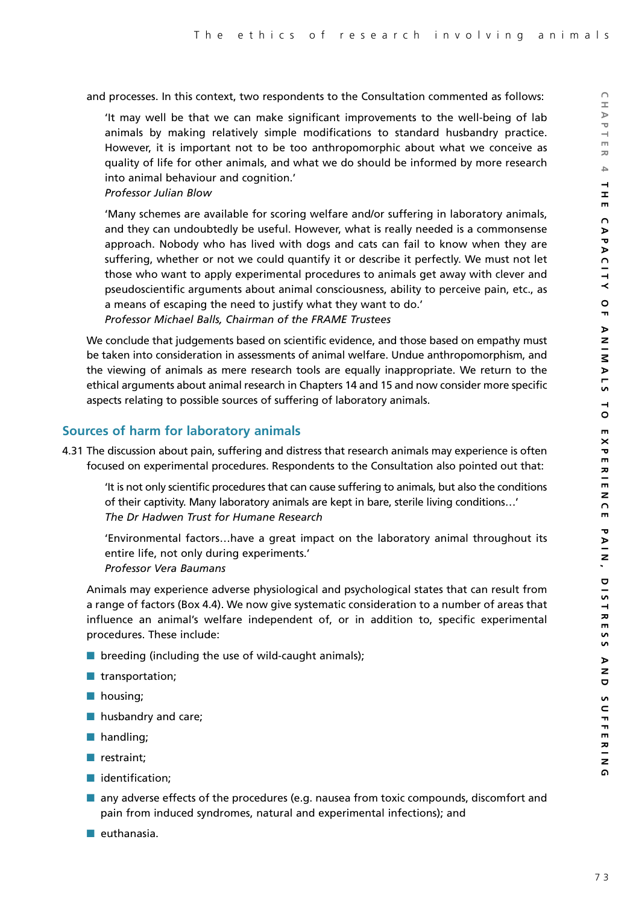and processes. In this context, two respondents to the Consultation commented as follows:

> 'It may well be that we can make significant improvements to the well-being of lab animals by making relatively simple modifications to standard husbandry practice. However, it is important not to be too anthropomorphic about what we conceive as quality of life for other animals, and what we do should be informed by more research into animal behaviour and cognition.'
> *Professor Julian Blow*

> 'Many schemes are available for scoring welfare and/or suffering in laboratory animals, and they can undoubtedly be useful. However, what is really needed is a commonsense approach. Nobody who has lived with dogs and cats can fail to know when they are suffering, whether or not we could quantify it or describe it perfectly. We must not let those who want to apply experimental procedures to animals get away with clever and pseudoscientific arguments about animal consciousness, ability to perceive pain, etc., as a means of escaping the need to justify what they want to do.'
> *Professor Michael Balls, Chairman of the FRAME Trustees*

We conclude that judgements based on scientific evidence, and those based on empathy must be taken into consideration in assessments of animal welfare. Undue anthropomorphism, and the viewing of animals as mere research tools are equally inappropriate. We return to the ethical arguments about animal research in Chapters 14 and 15 and now consider more specific aspects relating to possible sources of suffering of laboratory animals.

## Sources of harm for laboratory animals

4.31 The discussion about pain, suffering and distress that research animals may experience is often focused on experimental procedures. Respondents to the Consultation also pointed out that:

> 'It is not only scientific procedures that can cause suffering to animals, but also the conditions of their captivity. Many laboratory animals are kept in bare, sterile living conditions…'
> *The Dr Hadwen Trust for Humane Research*

> 'Environmental factors…have a great impact on the laboratory animal throughout its entire life, not only during experiments.'
> *Professor Vera Baumans*

Animals may experience adverse physiological and psychological states that can result from a range of factors (Box 4.4). We now give systematic consideration to a number of areas that influence an animal's welfare independent of, or in addition to, specific experimental procedures. These include:

- breeding (including the use of wild-caught animals);
- transportation;
- housing;
- husbandry and care;
- handling;
- restraint;
- identification;
- any adverse effects of the procedures (e.g. nausea from toxic compounds, discomfort and pain from induced syndromes, natural and experimental infections); and
- euthanasia.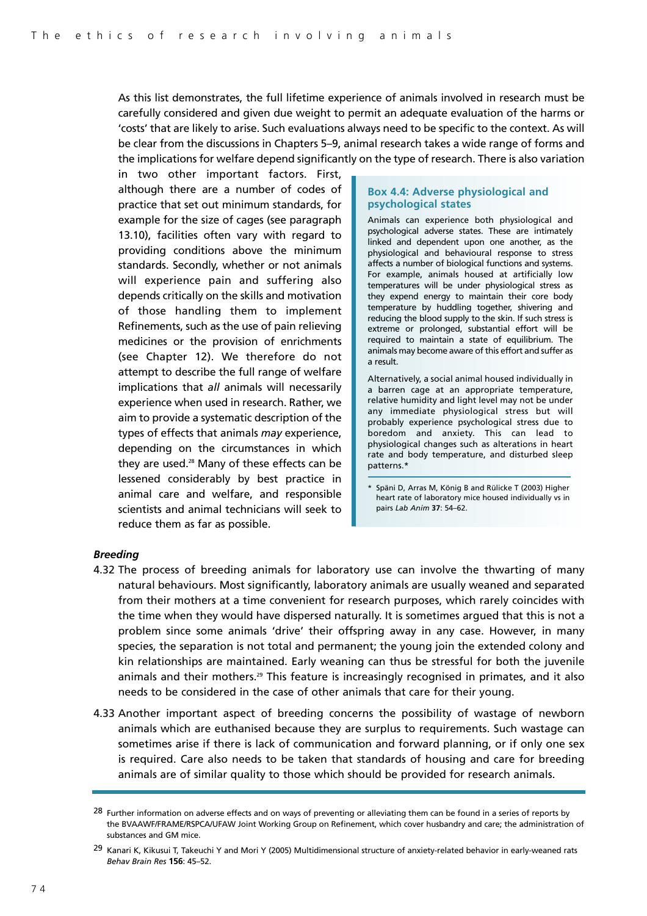As this list demonstrates, the full lifetime experience of animals involved in research must be carefully considered and given due weight to permit an adequate evaluation of the harms or 'costs' that are likely to arise. Such evaluations always need to be specific to the context. As will be clear from the discussions in Chapters 5–9, animal research takes a wide range of forms and the implications for welfare depend significantly on the type of research. There is also variation in two other important factors. First, although there are a number of codes of practice that set out minimum standards, for example for the size of cages (see paragraph 13.10), facilities often vary with regard to providing conditions above the minimum standards. Secondly, whether or not animals will experience pain and suffering also depends critically on the skills and motivation of those handling them to implement Refinements, such as the use of pain relieving medicines or the provision of enrichments (see Chapter 12). We therefore do not attempt to describe the full range of welfare implications that *all* animals will necessarily experience when used in research. Rather, we aim to provide a systematic description of the types of effects that animals *may* experience, depending on the circumstances in which they are used.[28] Many of these effects can be lessened considerably by best practice in animal care and welfare, and responsible scientists and animal technicians will seek to reduce them as far as possible.

> **Box 4.4: Adverse physiological and psychological states**
>
> Animals can experience both physiological and psychological adverse states. These are intimately linked and dependent upon one another, as the physiological and behavioural response to stress affects a number of biological functions and systems. For example, animals housed at artificially low temperatures will be under physiological stress as they expend energy to maintain their core body temperature by huddling together, shivering and reducing the blood supply to the skin. If such stress is extreme or prolonged, substantial effort will be required to maintain a state of equilibrium. The animals may become aware of this effort and suffer as a result.
>
> Alternatively, a social animal housed individually in a barren cage at an appropriate temperature, relative humidity and light level may not be under any immediate physiological stress but will probably experience psychological stress due to boredom and anxiety. This can lead to physiological changes such as alterations in heart rate and body temperature, and disturbed sleep patterns.*
>
> \* Späni D, Arras M, König B and Rülicke T (2003) Higher heart rate of laboratory mice housed individually vs in pairs *Lab Anim* **37**: 54–62.

***Breeding***

4.32 The process of breeding animals for laboratory use can involve the thwarting of many natural behaviours. Most significantly, laboratory animals are usually weaned and separated from their mothers at a time convenient for research purposes, which rarely coincides with the time when they would have dispersed naturally. It is sometimes argued that this is not a problem since some animals 'drive' their offspring away in any case. However, in many species, the separation is not total and permanent; the young join the extended colony and kin relationships are maintained. Early weaning can thus be stressful for both the juvenile animals and their mothers.[29] This feature is increasingly recognised in primates, and it also needs to be considered in the case of other animals that care for their young.

4.33 Another important aspect of breeding concerns the possibility of wastage of newborn animals which are euthanised because they are surplus to requirements. Such wastage can sometimes arise if there is lack of communication and forward planning, or if only one sex is required. Care also needs to be taken that standards of housing and care for breeding animals are of similar quality to those which should be provided for research animals.

---

[28] Further information on adverse effects and on ways of preventing or alleviating them can be found in a series of reports by the BVAAWF/FRAME/RSPCA/UFAW Joint Working Group on Refinement, which cover husbandry and care; the administration of substances and GM mice.

[29] Kanari K, Kikusui T, Takeuchi Y and Mori Y (2005) Multidimensional structure of anxiety-related behavior in early-weaned rats *Behav Brain Res* **156**: 45–52.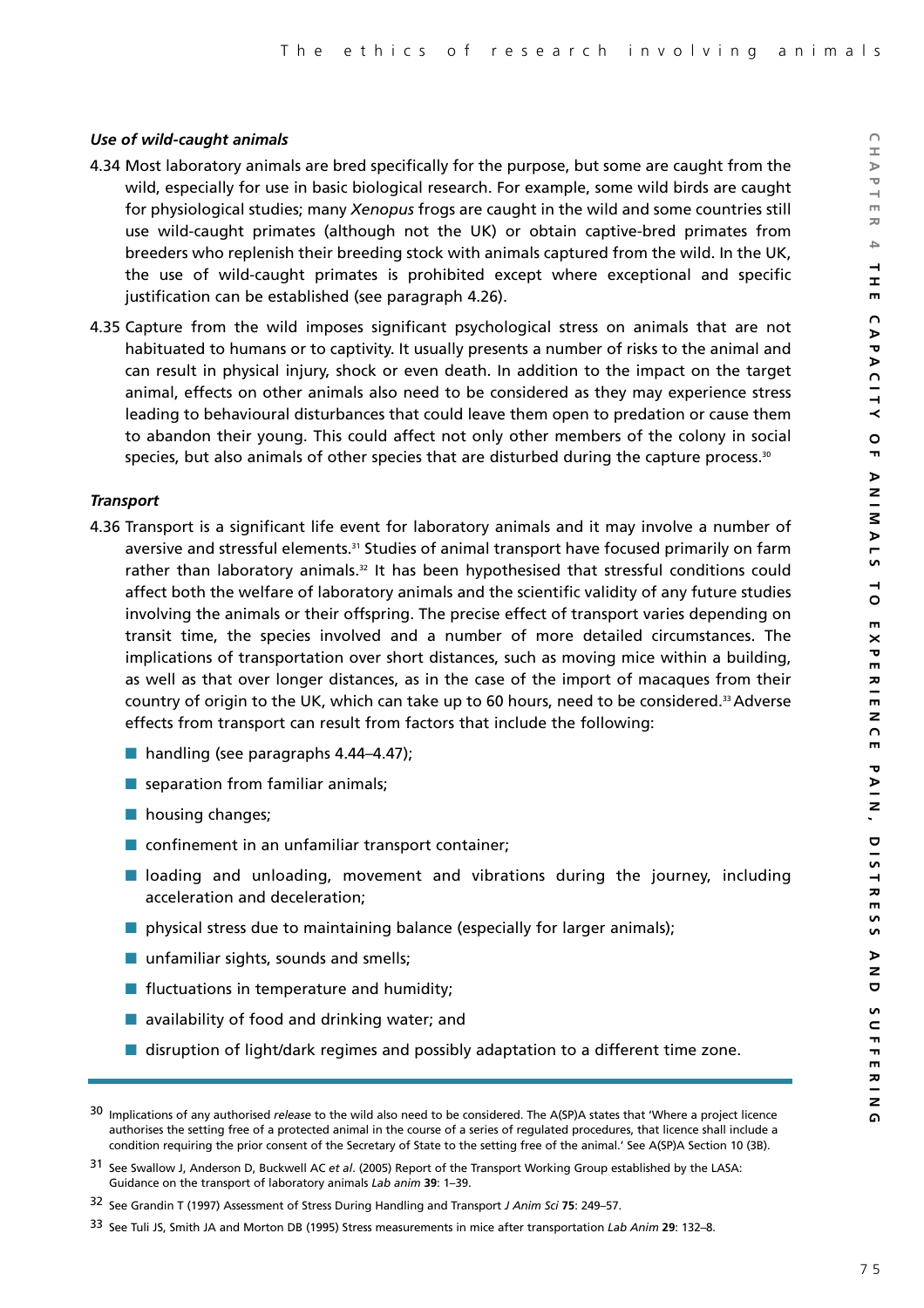### *Use of wild-caught animals*

4.34 Most laboratory animals are bred specifically for the purpose, but some are caught from the wild, especially for use in basic biological research. For example, some wild birds are caught for physiological studies; many *Xenopus* frogs are caught in the wild and some countries still use wild-caught primates (although not the UK) or obtain captive-bred primates from breeders who replenish their breeding stock with animals captured from the wild. In the UK, the use of wild-caught primates is prohibited except where exceptional and specific justification can be established (see paragraph 4.26).

4.35 Capture from the wild imposes significant psychological stress on animals that are not habituated to humans or to captivity. It usually presents a number of risks to the animal and can result in physical injury, shock or even death. In addition to the impact on the target animal, effects on other animals also need to be considered as they may experience stress leading to behavioural disturbances that could leave them open to predation or cause them to abandon their young. This could affect not only other members of the colony in social species, but also animals of other species that are disturbed during the capture process.[30]

### *Transport*

4.36 Transport is a significant life event for laboratory animals and it may involve a number of aversive and stressful elements.[31] Studies of animal transport have focused primarily on farm rather than laboratory animals.[32] It has been hypothesised that stressful conditions could affect both the welfare of laboratory animals and the scientific validity of any future studies involving the animals or their offspring. The precise effect of transport varies depending on transit time, the species involved and a number of more detailed circumstances. The implications of transportation over short distances, such as moving mice within a building, as well as that over longer distances, as in the case of the import of macaques from their country of origin to the UK, which can take up to 60 hours, need to be considered.[33] Adverse effects from transport can result from factors that include the following:

- handling (see paragraphs 4.44–4.47);
- separation from familiar animals;
- housing changes;
- confinement in an unfamiliar transport container;
- loading and unloading, movement and vibrations during the journey, including acceleration and deceleration;
- physical stress due to maintaining balance (especially for larger animals);
- unfamiliar sights, sounds and smells;
- fluctuations in temperature and humidity;
- availability of food and drinking water; and
- disruption of light/dark regimes and possibly adaptation to a different time zone.

---

30 Implications of any authorised *release* to the wild also need to be considered. The A(SP)A states that 'Where a project licence authorises the setting free of a protected animal in the course of a series of regulated procedures, that licence shall include a condition requiring the prior consent of the Secretary of State to the setting free of the animal.' See A(SP)A Section 10 (3B).

31 See Swallow J, Anderson D, Buckwell AC *et al*. (2005) Report of the Transport Working Group established by the LASA: Guidance on the transport of laboratory animals *Lab anim* **39**: 1–39.

32 See Grandin T (1997) Assessment of Stress During Handling and Transport *J Anim Sci* **75**: 249–57.

33 See Tuli JS, Smith JA and Morton DB (1995) Stress measurements in mice after transportation *Lab Anim* **29**: 132–8.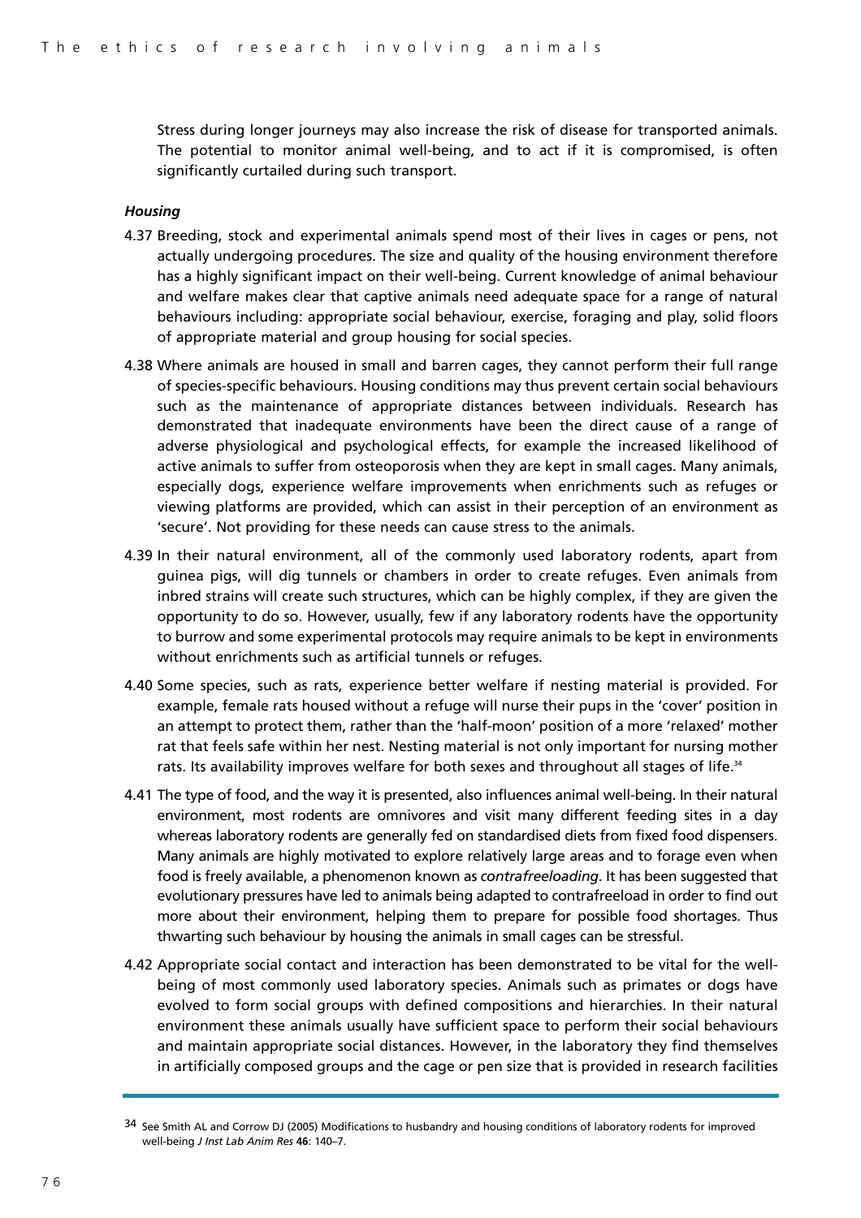Stress during longer journeys may also increase the risk of disease for transported animals. The potential to monitor animal well-being, and to act if it is compromised, is often significantly curtailed during such transport.

***Housing***

4.37 Breeding, stock and experimental animals spend most of their lives in cages or pens, not actually undergoing procedures. The size and quality of the housing environment therefore has a highly significant impact on their well-being. Current knowledge of animal behaviour and welfare makes clear that captive animals need adequate space for a range of natural behaviours including: appropriate social behaviour, exercise, foraging and play, solid floors of appropriate material and group housing for social species.

4.38 Where animals are housed in small and barren cages, they cannot perform their full range of species-specific behaviours. Housing conditions may thus prevent certain social behaviours such as the maintenance of appropriate distances between individuals. Research has demonstrated that inadequate environments have been the direct cause of a range of adverse physiological and psychological effects, for example the increased likelihood of active animals to suffer from osteoporosis when they are kept in small cages. Many animals, especially dogs, experience welfare improvements when enrichments such as refuges or viewing platforms are provided, which can assist in their perception of an environment as 'secure'. Not providing for these needs can cause stress to the animals.

4.39 In their natural environment, all of the commonly used laboratory rodents, apart from guinea pigs, will dig tunnels or chambers in order to create refuges. Even animals from inbred strains will create such structures, which can be highly complex, if they are given the opportunity to do so. However, usually, few if any laboratory rodents have the opportunity to burrow and some experimental protocols may require animals to be kept in environments without enrichments such as artificial tunnels or refuges.

4.40 Some species, such as rats, experience better welfare if nesting material is provided. For example, female rats housed without a refuge will nurse their pups in the 'cover' position in an attempt to protect them, rather than the 'half-moon' position of a more 'relaxed' mother rat that feels safe within her nest. Nesting material is not only important for nursing mother rats. Its availability improves welfare for both sexes and throughout all stages of life.[34]

4.41 The type of food, and the way it is presented, also influences animal well-being. In their natural environment, most rodents are omnivores and visit many different feeding sites in a day whereas laboratory rodents are generally fed on standardised diets from fixed food dispensers. Many animals are highly motivated to explore relatively large areas and to forage even when food is freely available, a phenomenon known as *contrafreeloading*. It has been suggested that evolutionary pressures have led to animals being adapted to contrafreeload in order to find out more about their environment, helping them to prepare for possible food shortages. Thus thwarting such behaviour by housing the animals in small cages can be stressful.

4.42 Appropriate social contact and interaction has been demonstrated to be vital for the well-being of most commonly used laboratory species. Animals such as primates or dogs have evolved to form social groups with defined compositions and hierarchies. In their natural environment these animals usually have sufficient space to perform their social behaviours and maintain appropriate social distances. However, in the laboratory they find themselves in artificially composed groups and the cage or pen size that is provided in research facilities

---

34 See Smith AL and Corrow DJ (2005) Modifications to husbandry and housing conditions of laboratory rodents for improved well-being *J Inst Lab Anim Res* **46**: 140–7.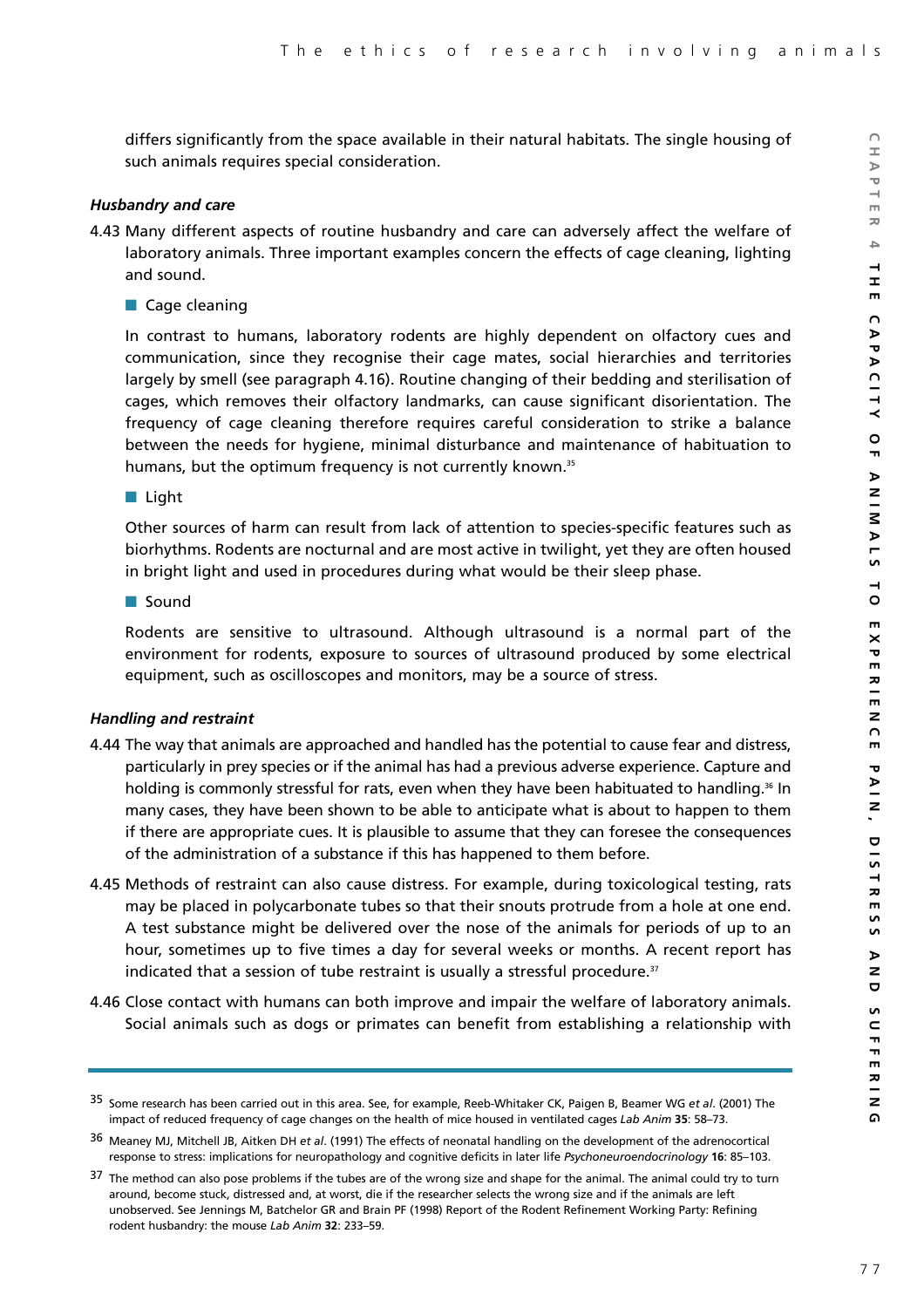differs significantly from the space available in their natural habitats. The single housing of such animals requires special consideration.

### *Husbandry and care*

4.43 Many different aspects of routine husbandry and care can adversely affect the welfare of laboratory animals. Three important examples concern the effects of cage cleaning, lighting and sound.

- Cage cleaning

In contrast to humans, laboratory rodents are highly dependent on olfactory cues and communication, since they recognise their cage mates, social hierarchies and territories largely by smell (see paragraph 4.16). Routine changing of their bedding and sterilisation of cages, which removes their olfactory landmarks, can cause significant disorientation. The frequency of cage cleaning therefore requires careful consideration to strike a balance between the needs for hygiene, minimal disturbance and maintenance of habituation to humans, but the optimum frequency is not currently known.[35]

- Light

Other sources of harm can result from lack of attention to species-specific features such as biorhythms. Rodents are nocturnal and are most active in twilight, yet they are often housed in bright light and used in procedures during what would be their sleep phase.

- Sound

Rodents are sensitive to ultrasound. Although ultrasound is a normal part of the environment for rodents, exposure to sources of ultrasound produced by some electrical equipment, such as oscilloscopes and monitors, may be a source of stress.

### *Handling and restraint*

4.44 The way that animals are approached and handled has the potential to cause fear and distress, particularly in prey species or if the animal has had a previous adverse experience. Capture and holding is commonly stressful for rats, even when they have been habituated to handling.[36] In many cases, they have been shown to be able to anticipate what is about to happen to them if there are appropriate cues. It is plausible to assume that they can foresee the consequences of the administration of a substance if this has happened to them before.

4.45 Methods of restraint can also cause distress. For example, during toxicological testing, rats may be placed in polycarbonate tubes so that their snouts protrude from a hole at one end. A test substance might be delivered over the nose of the animals for periods of up to an hour, sometimes up to five times a day for several weeks or months. A recent report has indicated that a session of tube restraint is usually a stressful procedure.[37]

4.46 Close contact with humans can both improve and impair the welfare of laboratory animals. Social animals such as dogs or primates can benefit from establishing a relationship with

---

[35] Some research has been carried out in this area. See, for example, Reeb-Whitaker CK, Paigen B, Beamer WG *et al*. (2001) The impact of reduced frequency of cage changes on the health of mice housed in ventilated cages *Lab Anim* **35**: 58–73.

[36] Meaney MJ, Mitchell JB, Aitken DH *et al*. (1991) The effects of neonatal handling on the development of the adrenocortical response to stress: implications for neuropathology and cognitive deficits in later life *Psychoneuroendocrinology* **16**: 85–103.

[37] The method can also pose problems if the tubes are of the wrong size and shape for the animal. The animal could try to turn around, become stuck, distressed and, at worst, die if the researcher selects the wrong size and if the animals are left unobserved. See Jennings M, Batchelor GR and Brain PF (1998) Report of the Rodent Refinement Working Party: Refining rodent husbandry: the mouse *Lab Anim* **32**: 233–59.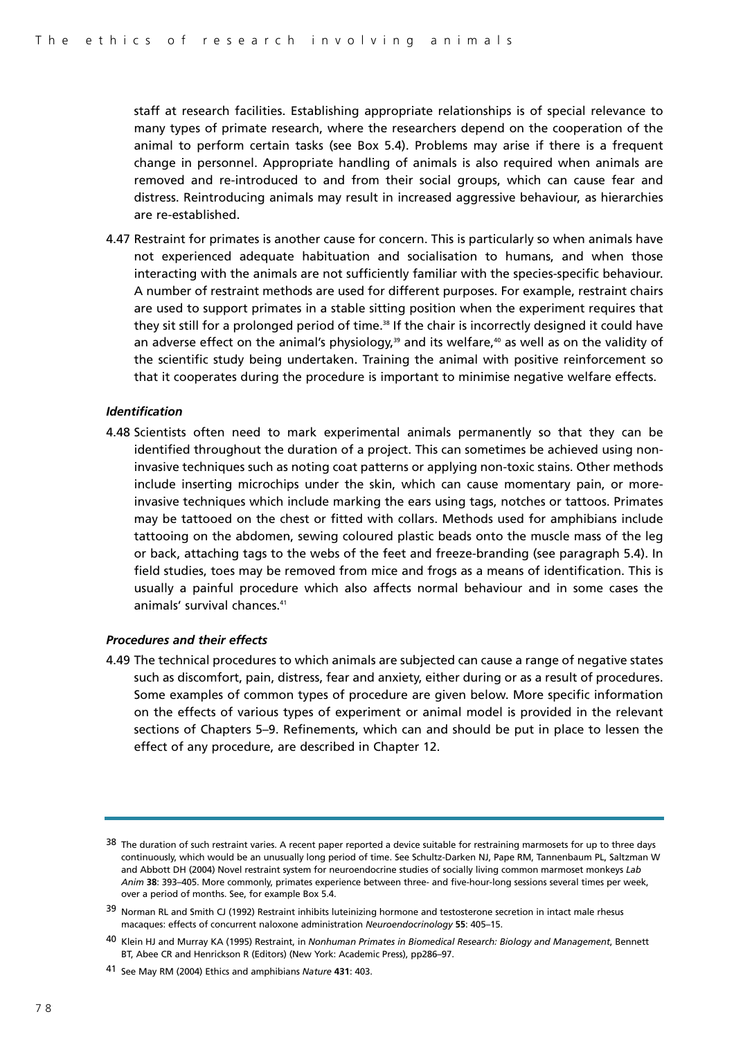staff at research facilities. Establishing appropriate relationships is of special relevance to many types of primate research, where the researchers depend on the cooperation of the animal to perform certain tasks (see Box 5.4). Problems may arise if there is a frequent change in personnel. Appropriate handling of animals is also required when animals are removed and re-introduced to and from their social groups, which can cause fear and distress. Reintroducing animals may result in increased aggressive behaviour, as hierarchies are re-established.

4.47 Restraint for primates is another cause for concern. This is particularly so when animals have not experienced adequate habituation and socialisation to humans, and when those interacting with the animals are not sufficiently familiar with the species-specific behaviour. A number of restraint methods are used for different purposes. For example, restraint chairs are used to support primates in a stable sitting position when the experiment requires that they sit still for a prolonged period of time.[38] If the chair is incorrectly designed it could have an adverse effect on the animal's physiology,[39] and its welfare,[40] as well as on the validity of the scientific study being undertaken. Training the animal with positive reinforcement so that it cooperates during the procedure is important to minimise negative welfare effects.

#### *Identification*

4.48 Scientists often need to mark experimental animals permanently so that they can be identified throughout the duration of a project. This can sometimes be achieved using non-invasive techniques such as noting coat patterns or applying non-toxic stains. Other methods include inserting microchips under the skin, which can cause momentary pain, or more-invasive techniques which include marking the ears using tags, notches or tattoos. Primates may be tattooed on the chest or fitted with collars. Methods used for amphibians include tattooing on the abdomen, sewing coloured plastic beads onto the muscle mass of the leg or back, attaching tags to the webs of the feet and freeze-branding (see paragraph 5.4). In field studies, toes may be removed from mice and frogs as a means of identification. This is usually a painful procedure which also affects normal behaviour and in some cases the animals' survival chances.[41]

#### *Procedures and their effects*

4.49 The technical procedures to which animals are subjected can cause a range of negative states such as discomfort, pain, distress, fear and anxiety, either during or as a result of procedures. Some examples of common types of procedure are given below. More specific information on the effects of various types of experiment or animal model is provided in the relevant sections of Chapters 5–9. Refinements, which can and should be put in place to lessen the effect of any procedure, are described in Chapter 12.

---

38 The duration of such restraint varies. A recent paper reported a device suitable for restraining marmosets for up to three days continuously, which would be an unusually long period of time. See Schultz-Darken NJ, Pape RM, Tannenbaum PL, Saltzman W and Abbott DH (2004) Novel restraint system for neuroendocrine studies of socially living common marmoset monkeys *Lab Anim* **38**: 393–405. More commonly, primates experience between three- and five-hour-long sessions several times per week, over a period of months. See, for example Box 5.4.

39 Norman RL and Smith CJ (1992) Restraint inhibits luteinizing hormone and testosterone secretion in intact male rhesus macaques: effects of concurrent naloxone administration *Neuroendocrinology* **55**: 405–15.

40 Klein HJ and Murray KA (1995) Restraint, in *Nonhuman Primates in Biomedical Research: Biology and Management*, Bennett BT, Abee CR and Henrickson R (Editors) (New York: Academic Press), pp286–97.

41 See May RM (2004) Ethics and amphibians *Nature* **431**: 403.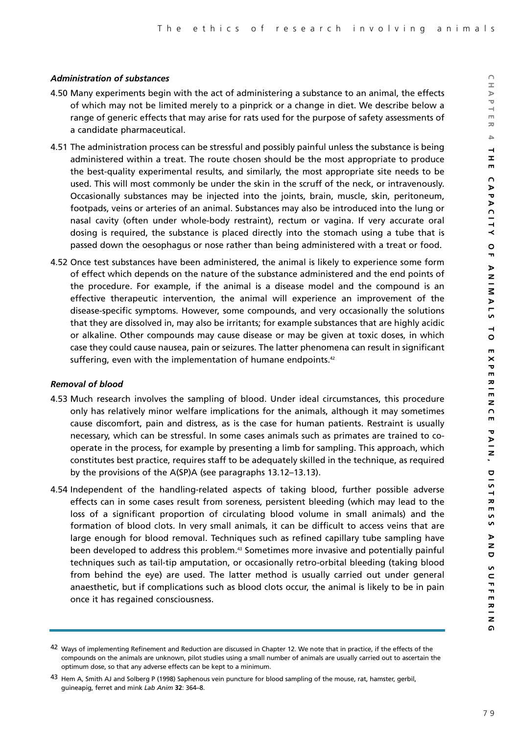### *Administration of substances*

4.50 Many experiments begin with the act of administering a substance to an animal, the effects of which may not be limited merely to a pinprick or a change in diet. We describe below a range of generic effects that may arise for rats used for the purpose of safety assessments of a candidate pharmaceutical.

4.51 The administration process can be stressful and possibly painful unless the substance is being administered within a treat. The route chosen should be the most appropriate to produce the best-quality experimental results, and similarly, the most appropriate site needs to be used. This will most commonly be under the skin in the scruff of the neck, or intravenously. Occasionally substances may be injected into the joints, brain, muscle, skin, peritoneum, footpads, veins or arteries of an animal. Substances may also be introduced into the lung or nasal cavity (often under whole-body restraint), rectum or vagina. If very accurate oral dosing is required, the substance is placed directly into the stomach using a tube that is passed down the oesophagus or nose rather than being administered with a treat or food.

4.52 Once test substances have been administered, the animal is likely to experience some form of effect which depends on the nature of the substance administered and the end points of the procedure. For example, if the animal is a disease model and the compound is an effective therapeutic intervention, the animal will experience an improvement of the disease-specific symptoms. However, some compounds, and very occasionally the solutions that they are dissolved in, may also be irritants; for example substances that are highly acidic or alkaline. Other compounds may cause disease or may be given at toxic doses, in which case they could cause nausea, pain or seizures. The latter phenomena can result in significant suffering, even with the implementation of humane endpoints.[42]

### *Removal of blood*

4.53 Much research involves the sampling of blood. Under ideal circumstances, this procedure only has relatively minor welfare implications for the animals, although it may sometimes cause discomfort, pain and distress, as is the case for human patients. Restraint is usually necessary, which can be stressful. In some cases animals such as primates are trained to co-operate in the process, for example by presenting a limb for sampling. This approach, which constitutes best practice, requires staff to be adequately skilled in the technique, as required by the provisions of the A(SP)A (see paragraphs 13.12–13.13).

4.54 Independent of the handling-related aspects of taking blood, further possible adverse effects can in some cases result from soreness, persistent bleeding (which may lead to the loss of a significant proportion of circulating blood volume in small animals) and the formation of blood clots. In very small animals, it can be difficult to access veins that are large enough for blood removal. Techniques such as refined capillary tube sampling have been developed to address this problem.[43] Sometimes more invasive and potentially painful techniques such as tail-tip amputation, or occasionally retro-orbital bleeding (taking blood from behind the eye) are used. The latter method is usually carried out under general anaesthetic, but if complications such as blood clots occur, the animal is likely to be in pain once it has regained consciousness.

---

42 Ways of implementing Refinement and Reduction are discussed in Chapter 12. We note that in practice, if the effects of the compounds on the animals are unknown, pilot studies using a small number of animals are usually carried out to ascertain the optimum dose, so that any adverse effects can be kept to a minimum.

43 Hem A, Smith AJ and Solberg P (1998) Saphenous vein puncture for blood sampling of the mouse, rat, hamster, gerbil, guineapig, ferret and mink *Lab Anim* **32**: 364–8.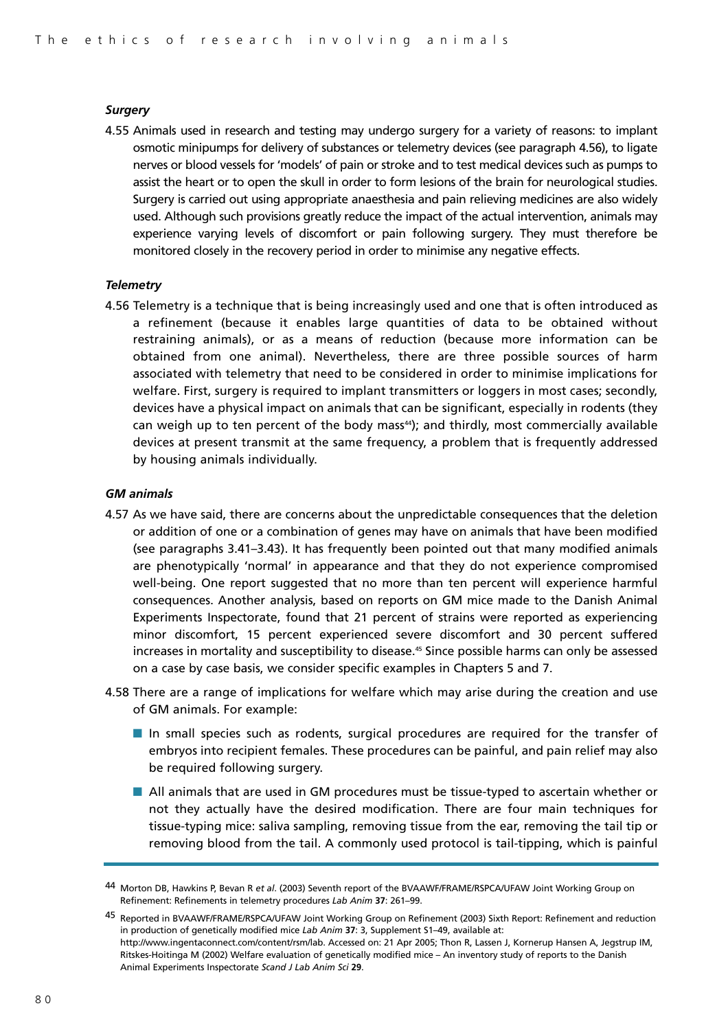### *Surgery*

4.55 Animals used in research and testing may undergo surgery for a variety of reasons: to implant osmotic minipumps for delivery of substances or telemetry devices (see paragraph 4.56), to ligate nerves or blood vessels for 'models' of pain or stroke and to test medical devices such as pumps to assist the heart or to open the skull in order to form lesions of the brain for neurological studies. Surgery is carried out using appropriate anaesthesia and pain relieving medicines are also widely used. Although such provisions greatly reduce the impact of the actual intervention, animals may experience varying levels of discomfort or pain following surgery. They must therefore be monitored closely in the recovery period in order to minimise any negative effects.

### *Telemetry*

4.56 Telemetry is a technique that is being increasingly used and one that is often introduced as a refinement (because it enables large quantities of data to be obtained without restraining animals), or as a means of reduction (because more information can be obtained from one animal). Nevertheless, there are three possible sources of harm associated with telemetry that need to be considered in order to minimise implications for welfare. First, surgery is required to implant transmitters or loggers in most cases; secondly, devices have a physical impact on animals that can be significant, especially in rodents (they can weigh up to ten percent of the body mass[44]); and thirdly, most commercially available devices at present transmit at the same frequency, a problem that is frequently addressed by housing animals individually.

### *GM animals*

4.57 As we have said, there are concerns about the unpredictable consequences that the deletion or addition of one or a combination of genes may have on animals that have been modified (see paragraphs 3.41–3.43). It has frequently been pointed out that many modified animals are phenotypically 'normal' in appearance and that they do not experience compromised well-being. One report suggested that no more than ten percent will experience harmful consequences. Another analysis, based on reports on GM mice made to the Danish Animal Experiments Inspectorate, found that 21 percent of strains were reported as experiencing minor discomfort, 15 percent experienced severe discomfort and 30 percent suffered increases in mortality and susceptibility to disease.[45] Since possible harms can only be assessed on a case by case basis, we consider specific examples in Chapters 5 and 7.

4.58 There are a range of implications for welfare which may arise during the creation and use of GM animals. For example:

- In small species such as rodents, surgical procedures are required for the transfer of embryos into recipient females. These procedures can be painful, and pain relief may also be required following surgery.
- All animals that are used in GM procedures must be tissue-typed to ascertain whether or not they actually have the desired modification. There are four main techniques for tissue-typing mice: saliva sampling, removing tissue from the ear, removing the tail tip or removing blood from the tail. A commonly used protocol is tail-tipping, which is painful

---

44 Morton DB, Hawkins P, Bevan R *et al*. (2003) Seventh report of the BVAAWF/FRAME/RSPCA/UFAW Joint Working Group on Refinement: Refinements in telemetry procedures *Lab Anim* **37**: 261–99.

45 Reported in BVAAWF/FRAME/RSPCA/UFAW Joint Working Group on Refinement (2003) Sixth Report: Refinement and reduction in production of genetically modified mice *Lab Anim* **37**: 3, Supplement S1–49, available at: http://www.ingentaconnect.com/content/rsm/lab. Accessed on: 21 Apr 2005; Thon R, Lassen J, Kornerup Hansen A, Jegstrup IM, Ritskes-Hoitinga M (2002) Welfare evaluation of genetically modified mice – An inventory study of reports to the Danish Animal Experiments Inspectorate *Scand J Lab Anim Sci* **29**.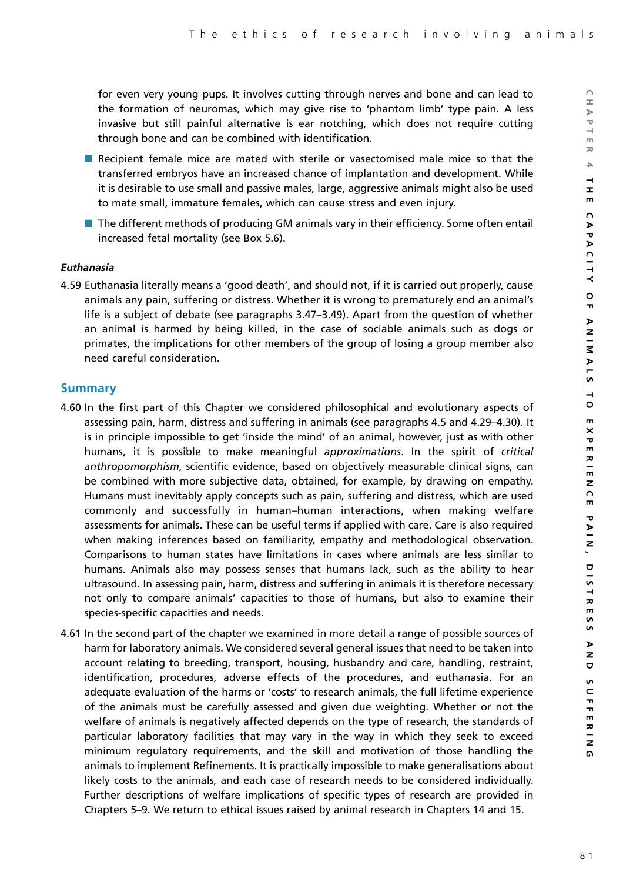for even very young pups. It involves cutting through nerves and bone and can lead to the formation of neuromas, which may give rise to 'phantom limb' type pain. A less invasive but still painful alternative is ear notching, which does not require cutting through bone and can be combined with identification.

- Recipient female mice are mated with sterile or vasectomised male mice so that the transferred embryos have an increased chance of implantation and development. While it is desirable to use small and passive males, large, aggressive animals might also be used to mate small, immature females, which can cause stress and even injury.
- The different methods of producing GM animals vary in their efficiency. Some often entail increased fetal mortality (see Box 5.6).

### *Euthanasia*

4.59 Euthanasia literally means a 'good death', and should not, if it is carried out properly, cause animals any pain, suffering or distress. Whether it is wrong to prematurely end an animal's life is a subject of debate (see paragraphs 3.47–3.49). Apart from the question of whether an animal is harmed by being killed, in the case of sociable animals such as dogs or primates, the implications for other members of the group of losing a group member also need careful consideration.

## Summary

4.60 In the first part of this Chapter we considered philosophical and evolutionary aspects of assessing pain, harm, distress and suffering in animals (see paragraphs 4.5 and 4.29–4.30). It is in principle impossible to get 'inside the mind' of an animal, however, just as with other humans, it is possible to make meaningful *approximations*. In the spirit of *critical anthropomorphism*, scientific evidence, based on objectively measurable clinical signs, can be combined with more subjective data, obtained, for example, by drawing on empathy. Humans must inevitably apply concepts such as pain, suffering and distress, which are used commonly and successfully in human–human interactions, when making welfare assessments for animals. These can be useful terms if applied with care. Care is also required when making inferences based on familiarity, empathy and methodological observation. Comparisons to human states have limitations in cases where animals are less similar to humans. Animals also may possess senses that humans lack, such as the ability to hear ultrasound. In assessing pain, harm, distress and suffering in animals it is therefore necessary not only to compare animals' capacities to those of humans, but also to examine their species-specific capacities and needs.

4.61 In the second part of the chapter we examined in more detail a range of possible sources of harm for laboratory animals. We considered several general issues that need to be taken into account relating to breeding, transport, housing, husbandry and care, handling, restraint, identification, procedures, adverse effects of the procedures, and euthanasia. For an adequate evaluation of the harms or 'costs' to research animals, the full lifetime experience of the animals must be carefully assessed and given due weighting. Whether or not the welfare of animals is negatively affected depends on the type of research, the standards of particular laboratory facilities that may vary in the way in which they seek to exceed minimum regulatory requirements, and the skill and motivation of those handling the animals to implement Refinements. It is practically impossible to make generalisations about likely costs to the animals, and each case of research needs to be considered individually. Further descriptions of welfare implications of specific types of research are provided in Chapters 5–9. We return to ethical issues raised by animal research in Chapters 14 and 15.